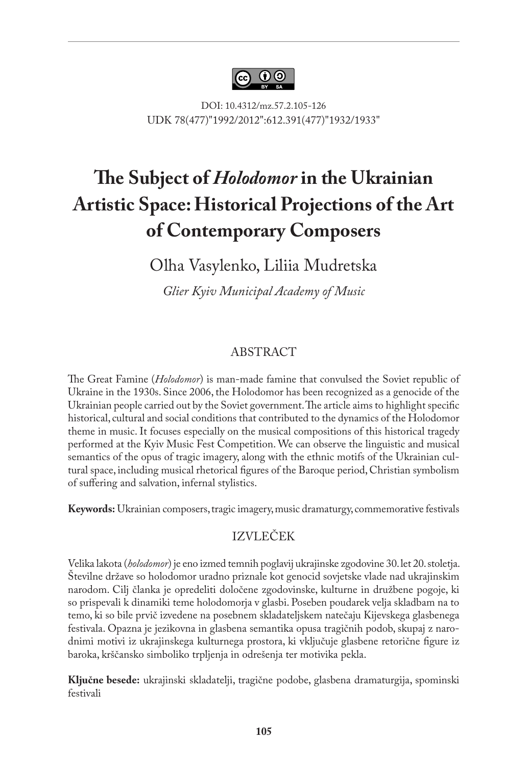DOI: 10.4312/mz.57.2.105-126
UDK 78(477)"1992/2012":612.391(477)"1932/1933"

# The Subject of *Holodomor* in the Ukrainian Artistic Space: Historical Projections of the Art of Contemporary Composers

Olha Vasylenko, Liliia Mudretska

*Glier Kyiv Municipal Academy of Music*

## ABSTRACT

The Great Famine (*Holodomor*) is man-made famine that convulsed the Soviet republic of Ukraine in the 1930s. Since 2006, the Holodomor has been recognized as a genocide of the Ukrainian people carried out by the Soviet government. The article aims to highlight specific historical, cultural and social conditions that contributed to the dynamics of the Holodomor theme in music. It focuses especially on the musical compositions of this historical tragedy performed at the Kyiv Music Fest Competition. We can observe the linguistic and musical semantics of the opus of tragic imagery, along with the ethnic motifs of the Ukrainian cultural space, including musical rhetorical figures of the Baroque period, Christian symbolism of suffering and salvation, infernal stylistics.

**Keywords:** Ukrainian composers, tragic imagery, music dramaturgy, commemorative festivals

## IZVLEČEK

Velika lakota (*holodomor*) je eno izmed temnih poglavij ukrajinske zgodovine 30. let 20. stoletja. Številne države so holodomor uradno priznale kot genocid sovjetske vlade nad ukrajinskim narodom. Cilj članka je opredeliti določene zgodovinske, kulturne in družbene pogoje, ki so prispevali k dinamiki teme holodomorja v glasbi. Poseben poudarek velja skladbam na to temo, ki so bile prvič izvedene na posebnem skladateljskem natečaju Kijevskega glasbenega festivala. Opazna je jezikovna in glasbena semantika opusa tragičnih podob, skupaj z narodnimi motivi iz ukrajinskega kulturnega prostora, ki vključuje glasbene retorične figure iz baroka, krščansko simboliko trpljenja in odrešenja ter motivika pekla.

**Ključne besede:** ukrajinski skladatelji, tragične podobe, glasbena dramaturgija, spominski festivali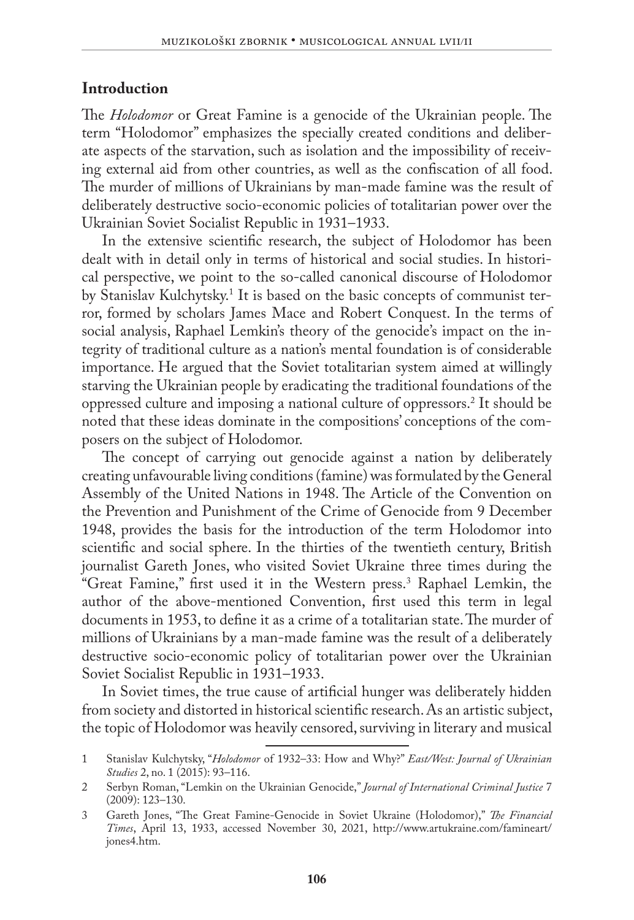## Introduction

The *Holodomor* or Great Famine is a genocide of the Ukrainian people. The term "Holodomor" emphasizes the specially created conditions and deliberate aspects of the starvation, such as isolation and the impossibility of receiving external aid from other countries, as well as the confiscation of all food. The murder of millions of Ukrainians by man-made famine was the result of deliberately destructive socio-economic policies of totalitarian power over the Ukrainian Soviet Socialist Republic in 1931–1933.

In the extensive scientific research, the subject of Holodomor has been dealt with in detail only in terms of historical and social studies. In historical perspective, we point to the so-called canonical discourse of Holodomor by Stanislav Kulchytsky.[1] It is based on the basic concepts of communist terror, formed by scholars James Mace and Robert Conquest. In the terms of social analysis, Raphael Lemkin's theory of the genocide's impact on the integrity of traditional culture as a nation's mental foundation is of considerable importance. He argued that the Soviet totalitarian system aimed at willingly starving the Ukrainian people by eradicating the traditional foundations of the oppressed culture and imposing a national culture of oppressors.[2] It should be noted that these ideas dominate in the compositions' conceptions of the composers on the subject of Holodomor.

The concept of carrying out genocide against a nation by deliberately creating unfavourable living conditions (famine) was formulated by the General Assembly of the United Nations in 1948. The Article of the Convention on the Prevention and Punishment of the Crime of Genocide from 9 December 1948, provides the basis for the introduction of the term Holodomor into scientific and social sphere. In the thirties of the twentieth century, British journalist Gareth Jones, who visited Soviet Ukraine three times during the "Great Famine," first used it in the Western press.[3] Raphael Lemkin, the author of the above-mentioned Convention, first used this term in legal documents in 1953, to define it as a crime of a totalitarian state. The murder of millions of Ukrainians by a man-made famine was the result of a deliberately destructive socio-economic policy of totalitarian power over the Ukrainian Soviet Socialist Republic in 1931–1933.

In Soviet times, the true cause of artificial hunger was deliberately hidden from society and distorted in historical scientific research. As an artistic subject, the topic of Holodomor was heavily censored, surviving in literary and musical

1 Stanislav Kulchytsky, "*Holodomor* of 1932–33: How and Why?" *East/West: Journal of Ukrainian Studies* 2, no. 1 (2015): 93–116.

2 Serbyn Roman, "Lemkin on the Ukrainian Genocide," *Journal of International Criminal Justice* 7 (2009): 123–130.

3 Gareth Jones, "The Great Famine-Genocide in Soviet Ukraine (Holodomor)," *The Financial Times*, April 13, 1933, accessed November 30, 2021, http://www.artukraine.com/famineart/jones4.htm.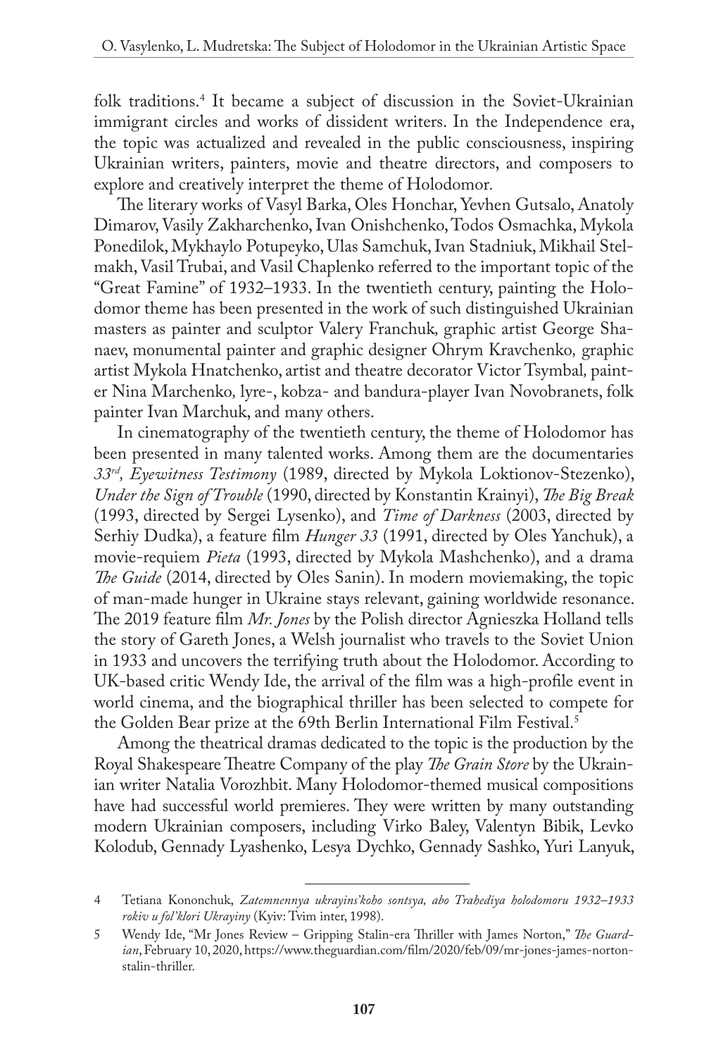folk traditions.[4] It became a subject of discussion in the Soviet-Ukrainian immigrant circles and works of dissident writers. In the Independence era, the topic was actualized and revealed in the public consciousness, inspiring Ukrainian writers, painters, movie and theatre directors, and composers to explore and creatively interpret the theme of Holodomor.

The literary works of Vasyl Barka, Oles Honchar, Yevhen Gutsalo, Anatoly Dimarov, Vasily Zakharchenko, Ivan Onishchenko, Todos Osmachka, Mykola Ponedilok, Mykhaylo Potupeyko, Ulas Samchuk, Ivan Stadniuk, Mikhail Stelmakh, Vasil Trubai, and Vasil Chaplenko referred to the important topic of the "Great Famine" of 1932–1933. In the twentieth century, painting the Holodomor theme has been presented in the work of such distinguished Ukrainian masters as painter and sculptor Valery Franchuk, graphic artist George Shanaev, monumental painter and graphic designer Ohrym Kravchenko, graphic artist Mykola Hnatchenko, artist and theatre decorator Victor Tsymbal, painter Nina Marchenko, lyre-, kobza- and bandura-player Ivan Novobranets, folk painter Ivan Marchuk, and many others.

In cinematography of the twentieth century, the theme of Holodomor has been presented in many talented works. Among them are the documentaries *33rd, Eyewitness Testimony* (1989, directed by Mykola Loktionov-Stezenko), *Under the Sign of Trouble* (1990, directed by Konstantin Krainyi), *The Big Break* (1993, directed by Sergei Lysenko), and *Time of Darkness* (2003, directed by Serhiy Dudka), a feature film *Hunger 33* (1991, directed by Oles Yanchuk), a movie-requiem *Pieta* (1993, directed by Mykola Mashchenko), and a drama *The Guide* (2014, directed by Oles Sanin). In modern moviemaking, the topic of man-made hunger in Ukraine stays relevant, gaining worldwide resonance. The 2019 feature film *Mr. Jones* by the Polish director Agnieszka Holland tells the story of Gareth Jones, a Welsh journalist who travels to the Soviet Union in 1933 and uncovers the terrifying truth about the Holodomor. According to UK-based critic Wendy Ide, the arrival of the film was a high-profile event in world cinema, and the biographical thriller has been selected to compete for the Golden Bear prize at the 69th Berlin International Film Festival.[5]

Among the theatrical dramas dedicated to the topic is the production by the Royal Shakespeare Theatre Company of the play *The Grain Store* by the Ukrainian writer Natalia Vorozhbit. Many Holodomor-themed musical compositions have had successful world premieres. They were written by many outstanding modern Ukrainian composers, including Virko Baley, Valentyn Bibik, Levko Kolodub, Gennady Lyashenko, Lesya Dychko, Gennady Sashko, Yuri Lanyuk,

---

4 Tetiana Kononchuk, *Zatemnennya ukrayins'koho sontsya, abo Trahediya holodomoru 1932–1933 rokiv u fol'klori Ukrayiny* (Kyiv: Tvim inter, 1998).

5 Wendy Ide, "Mr Jones Review – Gripping Stalin-era Thriller with James Norton," *The Guardian*, February 10, 2020, https://www.theguardian.com/film/2020/feb/09/mr-jones-james-norton-stalin-thriller.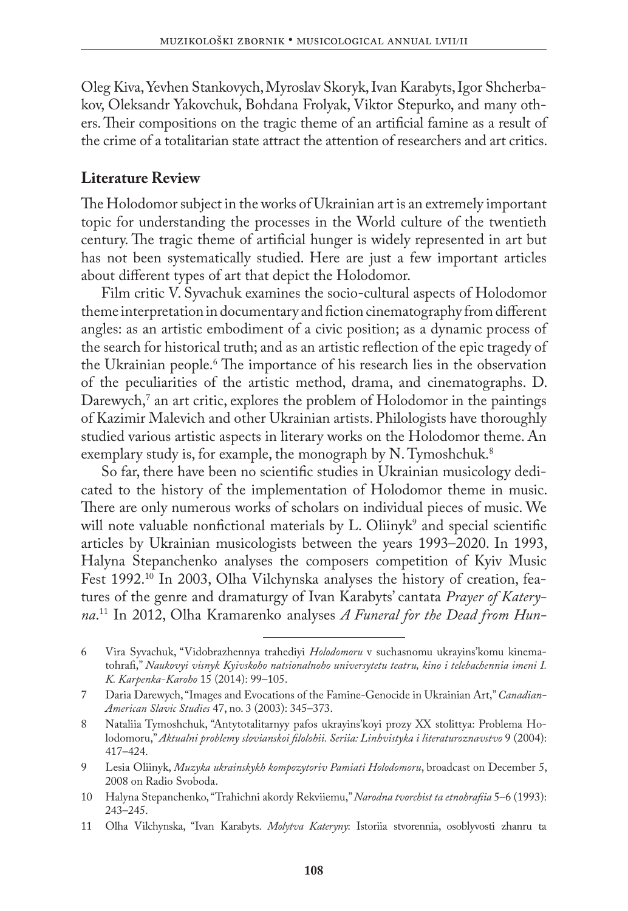Oleg Kiva, Yevhen Stankovych, Myroslav Skoryk, Ivan Karabyts, Igor Shcherbakov, Oleksandr Yakovchuk, Bohdana Frolyak, Viktor Stepurko, and many others. Their compositions on the tragic theme of an artificial famine as a result of the crime of a totalitarian state attract the attention of researchers and art critics.

## Literature Review

The Holodomor subject in the works of Ukrainian art is an extremely important topic for understanding the processes in the World culture of the twentieth century. The tragic theme of artificial hunger is widely represented in art but has not been systematically studied. Here are just a few important articles about different types of art that depict the Holodomor.

Film critic V. Syvachuk examines the socio-cultural aspects of Holodomor theme interpretation in documentary and fiction cinematography from different angles: as an artistic embodiment of a civic position; as a dynamic process of the search for historical truth; and as an artistic reflection of the epic tragedy of the Ukrainian people.[6] The importance of his research lies in the observation of the peculiarities of the artistic method, drama, and cinematographs. D. Darewych,[7] an art critic, explores the problem of Holodomor in the paintings of Kazimir Malevich and other Ukrainian artists. Philologists have thoroughly studied various artistic aspects in literary works on the Holodomor theme. An exemplary study is, for example, the monograph by N. Tymoshchuk.[8]

So far, there have been no scientific studies in Ukrainian musicology dedicated to the history of the implementation of Holodomor theme in music. There are only numerous works of scholars on individual pieces of music. We will note valuable nonfictional materials by L. Oliinyk[9] and special scientific articles by Ukrainian musicologists between the years 1993–2020. In 1993, Halyna Stepanchenko analyses the composers competition of Kyiv Music Fest 1992.[10] In 2003, Olha Vilchynska analyses the history of creation, features of the genre and dramaturgy of Ivan Karabyts' cantata *Prayer of Kateryna*.[11] In 2012, Olha Kramarenko analyses *A Funeral for the Dead from Hun-*

---

6 Vira Syvachuk, "Vidobrazhennya trahediyi *Holodomoru* v suchasnomu ukrayins'komu kinematohrafi," *Naukovyi visnyk Kyivskoho natsionalnoho universytetu teatru, kino i telebachennia imeni I. K. Karpenka-Karoho* 15 (2014): 99–105.

7 Daria Darewych, "Images and Evocations of the Famine-Genocide in Ukrainian Art," *Canadian-American Slavic Studies* 47, no. 3 (2003): 345–373.

8 Nataliia Tymoshchuk, "Antytotalitarnyy pafos ukrayins'koyi prozy XX stolittya: Problema Holodomoru," *Aktualni problemy slovianskoi filolohii. Seriia: Linhvistyka i literaturoznavstvo* 9 (2004): 417–424.

9 Lesia Oliinyk, *Muzyka ukrainskykh kompozytoriv Pamiati Holodomoru*, broadcast on December 5, 2008 on Radio Svoboda.

10 Halyna Stepanchenko, "Trahichni akordy Rekviiemu," *Narodna tvorchist ta etnohrafiia* 5–6 (1993): 243–245.

11 Olha Vilchynska, "Ivan Karabyts. *Molytva Kateryny*: Istoriia stvorennia, osoblyvosti zhanru ta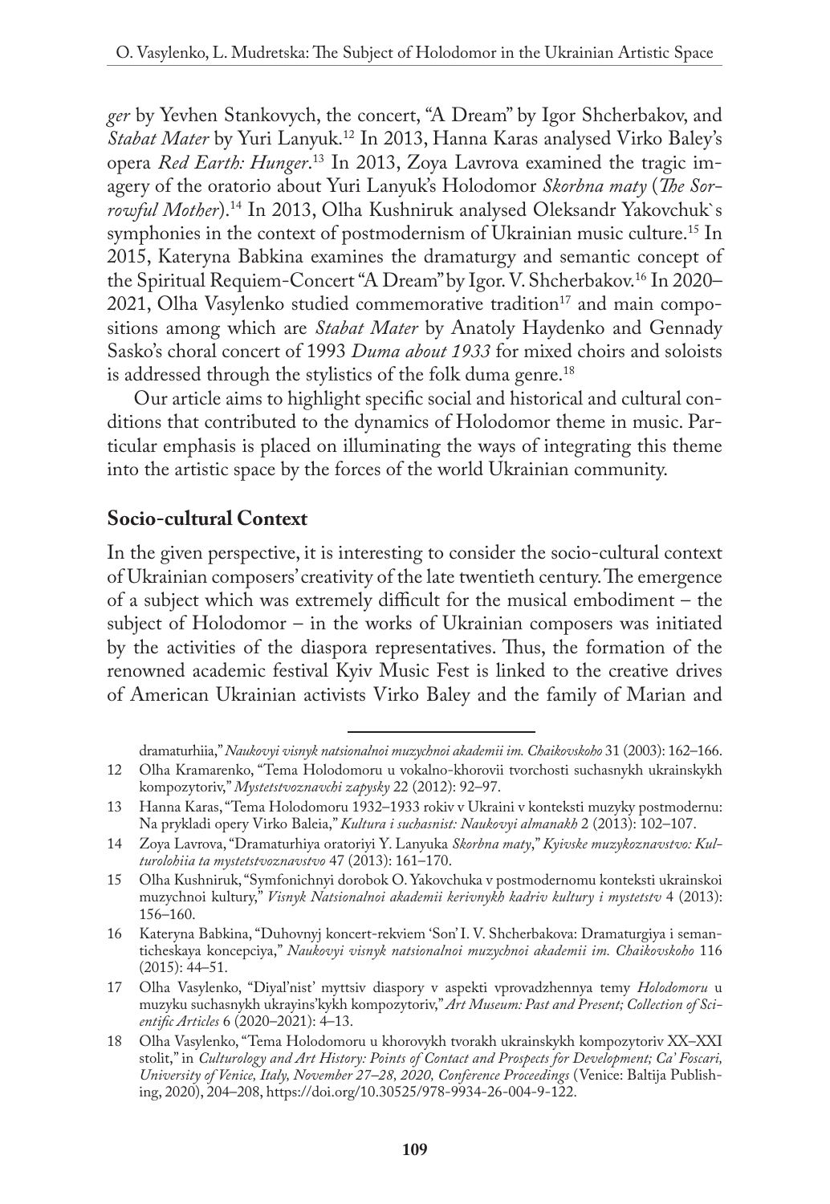*ger* by Yevhen Stankovych, the concert, "A Dream" by Igor Shcherbakov, and *Stabat Mater* by Yuri Lanyuk.[12] In 2013, Hanna Karas analysed Virko Baley's opera *Red Earth: Hunger*.[13] In 2013, Zoya Lavrova examined the tragic imagery of the oratorio about Yuri Lanyuk's Holodomor *Skorbna maty* (*The Sorrowful Mother*).[14] In 2013, Olha Kushniruk analysed Oleksandr Yakovchuk`s symphonies in the context of postmodernism of Ukrainian music culture.[15] In 2015, Kateryna Babkina examines the dramaturgy and semantic concept of the Spiritual Requiem-Concert "A Dream" by Igor. V. Shcherbakov.[16] In 2020–2021, Olha Vasylenko studied commemorative tradition[17] and main compositions among which are *Stabat Mater* by Anatoly Haydenko and Gennady Sasko's choral concert of 1993 *Duma about 1933* for mixed choirs and soloists is addressed through the stylistics of the folk duma genre.[18]

Our article aims to highlight specific social and historical and cultural conditions that contributed to the dynamics of Holodomor theme in music. Particular emphasis is placed on illuminating the ways of integrating this theme into the artistic space by the forces of the world Ukrainian community.

## Socio-cultural Context

In the given perspective, it is interesting to consider the socio-cultural context of Ukrainian composers' creativity of the late twentieth century. The emergence of a subject which was extremely difficult for the musical embodiment – the subject of Holodomor – in the works of Ukrainian composers was initiated by the activities of the diaspora representatives. Thus, the formation of the renowned academic festival Kyiv Music Fest is linked to the creative drives of American Ukrainian activists Virko Baley and the family of Marian and

---

dramaturhiia," *Naukovyi visnyk natsionalnoi muzychnoi akademii im. Chaikovskoho* 31 (2003): 162–166.

12 Olha Kramarenko, "Tema Holodomoru u vokalno-khorovii tvorchosti suchasnykh ukrainskykh kompozytoriv," *Mystetstvoznavchi zapysky* 22 (2012): 92–97.

13 Hanna Karas, "Tema Holodomoru 1932–1933 rokiv v Ukraini v konteksti muzyky postmodernu: Na prykladi opery Virko Baleia," *Kultura i suchasnist: Naukovyi almanakh* 2 (2013): 102–107.

14 Zoya Lavrova, "Dramaturhiya oratoriyi Y. Lanyuka *Skorbna maty*," *Kyivske muzykoznavstvo: Kulturolohiia ta mystetstvoznavstvo* 47 (2013): 161–170.

15 Olha Kushniruk, "Symfonichnyi dorobok O. Yakovchuka v postmodernomu konteksti ukrainskoi muzychnoi kultury," *Visnyk Natsionalnoi akademii kerivnykh kadriv kultury i mystetstv* 4 (2013): 156–160.

16 Kateryna Babkina, "Duhovnyj koncert-rekviem 'Son' I. V. Shcherbakova: Dramaturgiya i semanticheskaya koncepciya," *Naukovyi visnyk natsionalnoi muzychnoi akademii im. Chaikovskoho* 116 (2015): 44–51.

17 Olha Vasylenko, "Diyal'nist' myttsiv diaspory v aspekti vprovadzhennya temy *Holodomoru* u muzyku suchasnykh ukrayins'kykh kompozytoriv," *Art Museum: Past and Present; Collection of Scientific Articles* 6 (2020–2021): 4–13.

18 Olha Vasylenko, "Tema Holodomoru u khorovykh tvorakh ukrainskykh kompozytoriv XX–XXI stolit," in *Culturology and Art History: Points of Contact and Prospects for Development; Ca' Foscari, University of Venice, Italy, November 27–28, 2020, Conference Proceedings* (Venice: Baltija Publishing, 2020), 204–208, https://doi.org/10.30525/978-9934-26-004-9-122.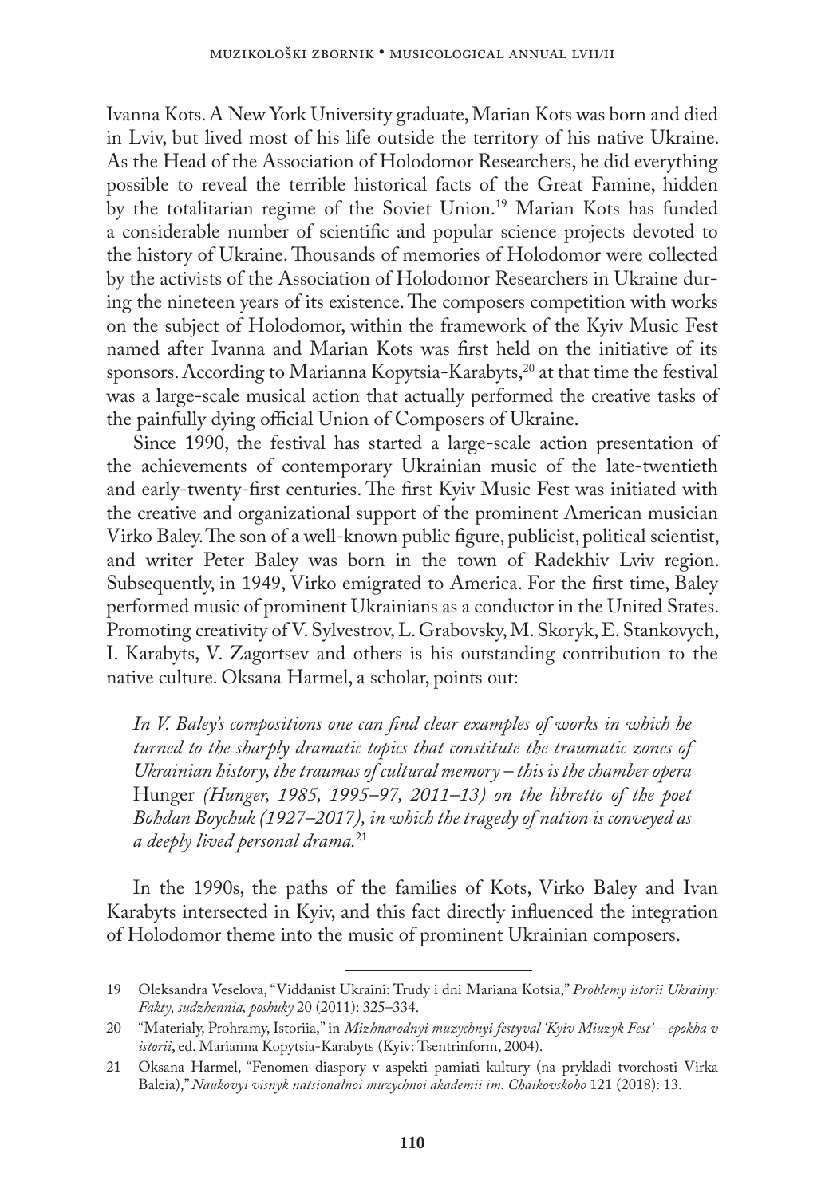Ivanna Kots. A New York University graduate, Marian Kots was born and died in Lviv, but lived most of his life outside the territory of his native Ukraine. As the Head of the Association of Holodomor Researchers, he did everything possible to reveal the terrible historical facts of the Great Famine, hidden by the totalitarian regime of the Soviet Union.[19] Marian Kots has funded a considerable number of scientific and popular science projects devoted to the history of Ukraine. Thousands of memories of Holodomor were collected by the activists of the Association of Holodomor Researchers in Ukraine during the nineteen years of its existence. The composers competition with works on the subject of Holodomor, within the framework of the Kyiv Music Fest named after Ivanna and Marian Kots was first held on the initiative of its sponsors. According to Marianna Kopytsia-Karabyts,[20] at that time the festival was a large-scale musical action that actually performed the creative tasks of the painfully dying official Union of Composers of Ukraine.

Since 1990, the festival has started a large-scale action presentation of the achievements of contemporary Ukrainian music of the late-twentieth and early-twenty-first centuries. The first Kyiv Music Fest was initiated with the creative and organizational support of the prominent American musician Virko Baley. The son of a well-known public figure, publicist, political scientist, and writer Peter Baley was born in the town of Radekhiv Lviv region. Subsequently, in 1949, Virko emigrated to America. For the first time, Baley performed music of prominent Ukrainians as a conductor in the United States. Promoting creativity of V. Sylvestrov, L. Grabovsky, M. Skoryk, E. Stankovych, I. Karabyts, V. Zagortsev and others is his outstanding contribution to the native culture. Oksana Harmel, a scholar, points out:

> *In V. Baley's compositions one can find clear examples of works in which he turned to the sharply dramatic topics that constitute the traumatic zones of Ukrainian history, the traumas of cultural memory – this is the chamber opera* Hunger *(Hunger, 1985, 1995–97, 2011–13) on the libretto of the poet Bohdan Boychuk (1927–2017), in which the tragedy of nation is conveyed as a deeply lived personal drama.*[21]

In the 1990s, the paths of the families of Kots, Virko Baley and Ivan Karabyts intersected in Kyiv, and this fact directly influenced the integration of Holodomor theme into the music of prominent Ukrainian composers.

---

19 Oleksandra Veselova, "Viddanist Ukraini: Trudy i dni Mariana Kotsia," *Problemy istorii Ukrainy: Fakty, sudzhennia, poshuky* 20 (2011): 325–334.

20 "Materialy, Prohramy, Istoriia," in *Mizhnarodnyi muzychnyi festyval 'Kyiv Miuzyk Fest' – epokha v istorii*, ed. Marianna Kopytsia-Karabyts (Kyiv: Tsentrinform, 2004).

21 Oksana Harmel, "Fenomen diaspory v aspekti pamiati kultury (na prykladi tvorchosti Virka Baleia)," *Naukovyi visnyk natsionalnoi muzychnoi akademii im. Chaikovskoho* 121 (2018): 13.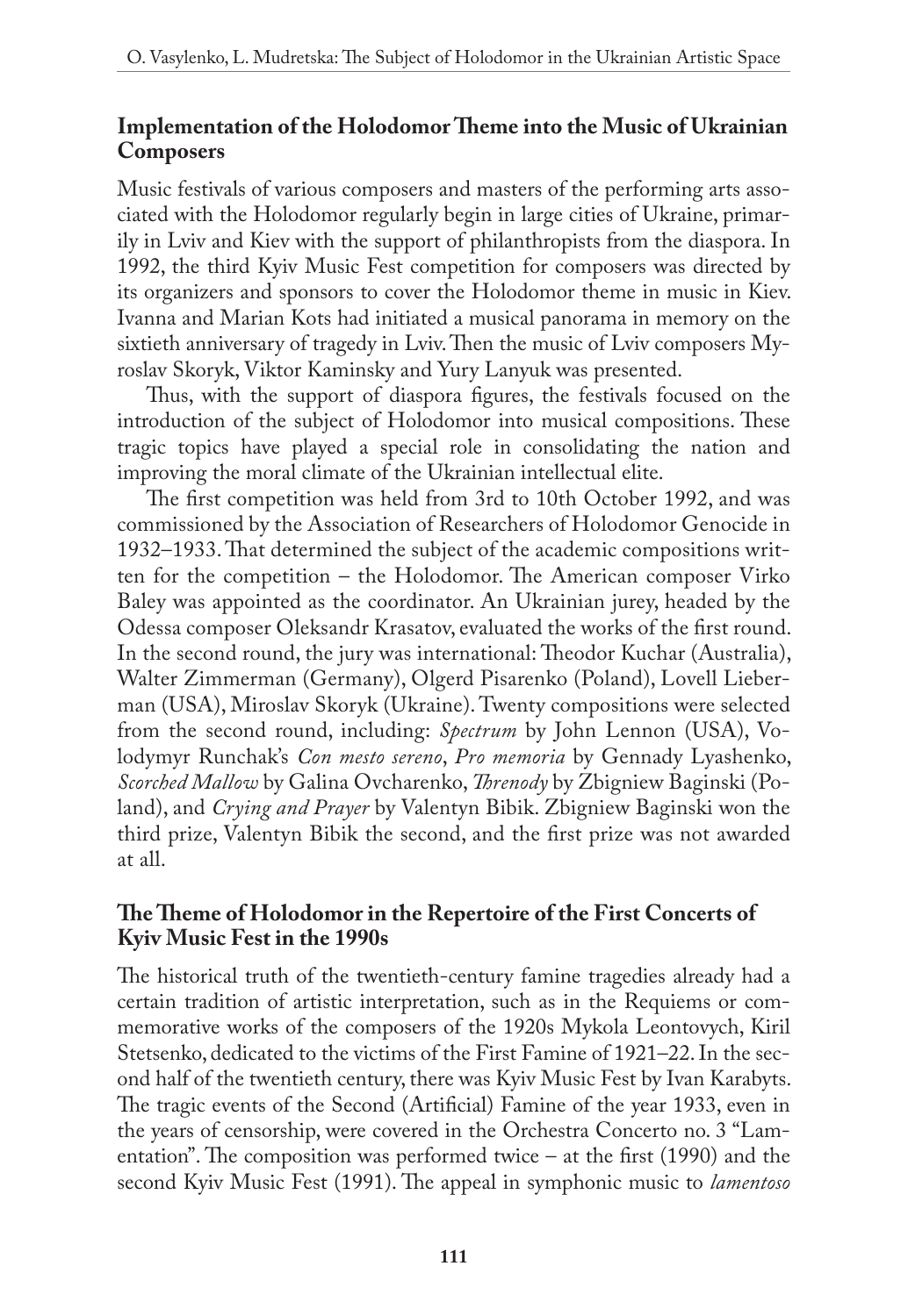## Implementation of the Holodomor Theme into the Music of Ukrainian Composers

Music festivals of various composers and masters of the performing arts associated with the Holodomor regularly begin in large cities of Ukraine, primarily in Lviv and Kiev with the support of philanthropists from the diaspora. In 1992, the third Kyiv Music Fest competition for composers was directed by its organizers and sponsors to cover the Holodomor theme in music in Kiev. Ivanna and Marian Kots had initiated a musical panorama in memory on the sixtieth anniversary of tragedy in Lviv. Then the music of Lviv composers Myroslav Skoryk, Viktor Kaminsky and Yury Lanyuk was presented.

Thus, with the support of diaspora figures, the festivals focused on the introduction of the subject of Holodomor into musical compositions. These tragic topics have played a special role in consolidating the nation and improving the moral climate of the Ukrainian intellectual elite.

The first competition was held from 3rd to 10th October 1992, and was commissioned by the Association of Researchers of Holodomor Genocide in 1932–1933. That determined the subject of the academic compositions written for the competition – the Holodomor. The American composer Virko Baley was appointed as the coordinator. An Ukrainian jurey, headed by the Odessa composer Oleksandr Krasatov, evaluated the works of the first round. In the second round, the jury was international: Theodor Kuchar (Australia), Walter Zimmerman (Germany), Olgerd Pisarenko (Poland), Lovell Lieberman (USA), Miroslav Skoryk (Ukraine). Twenty compositions were selected from the second round, including: *Spectrum* by John Lennon (USA), Volodymyr Runchak's *Con mesto sereno*, *Pro memoria* by Gennady Lyashenko, *Scorched Mallow* by Galina Ovcharenko, *Threnody* by Zbigniew Baginski (Poland), and *Crying and Prayer* by Valentyn Bibik. Zbigniew Baginski won the third prize, Valentyn Bibik the second, and the first prize was not awarded at all.

## The Theme of Holodomor in the Repertoire of the First Concerts of Kyiv Music Fest in the 1990s

The historical truth of the twentieth-century famine tragedies already had a certain tradition of artistic interpretation, such as in the Requiems or commemorative works of the composers of the 1920s Mykola Leontovych, Kiril Stetsenko, dedicated to the victims of the First Famine of 1921–22. In the second half of the twentieth century, there was Kyiv Music Fest by Ivan Karabyts. The tragic events of the Second (Artificial) Famine of the year 1933, even in the years of censorship, were covered in the Orchestra Concerto no. 3 "Lamentation". The composition was performed twice – at the first (1990) and the second Kyiv Music Fest (1991). The appeal in symphonic music to *lamentoso*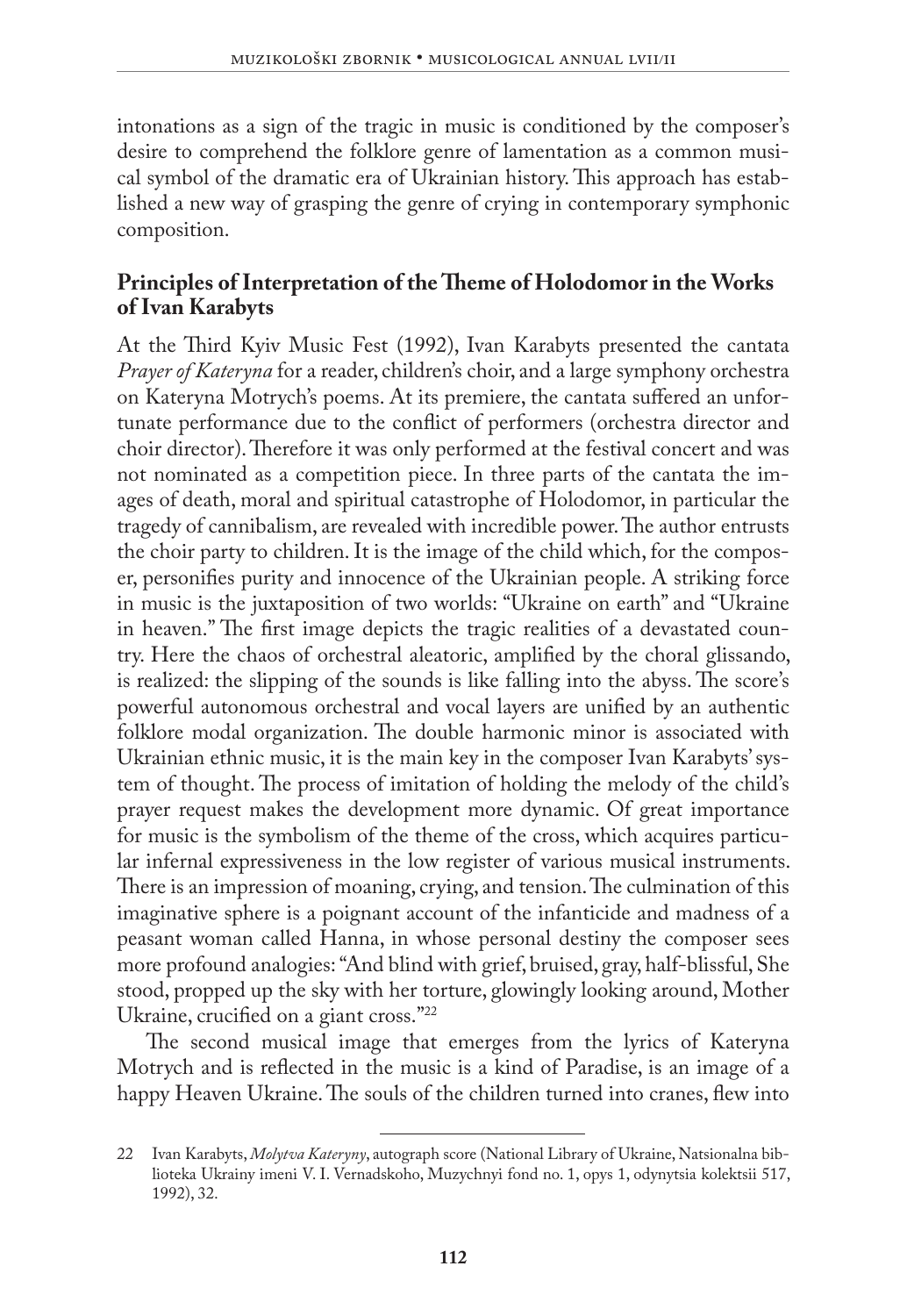intonations as a sign of the tragic in music is conditioned by the composer's desire to comprehend the folklore genre of lamentation as a common musical symbol of the dramatic era of Ukrainian history. This approach has established a new way of grasping the genre of crying in contemporary symphonic composition.

## Principles of Interpretation of the Theme of Holodomor in the Works of Ivan Karabyts

At the Third Kyiv Music Fest (1992), Ivan Karabyts presented the cantata *Prayer of Kateryna* for a reader, children's choir, and a large symphony orchestra on Kateryna Motrych's poems. At its premiere, the cantata suffered an unfortunate performance due to the conflict of performers (orchestra director and choir director). Therefore it was only performed at the festival concert and was not nominated as a competition piece. In three parts of the cantata the images of death, moral and spiritual catastrophe of Holodomor, in particular the tragedy of cannibalism, are revealed with incredible power. The author entrusts the choir party to children. It is the image of the child which, for the composer, personifies purity and innocence of the Ukrainian people. A striking force in music is the juxtaposition of two worlds: "Ukraine on earth" and "Ukraine in heaven." The first image depicts the tragic realities of a devastated country. Here the chaos of orchestral aleatoric, amplified by the choral glissando, is realized: the slipping of the sounds is like falling into the abyss. The score's powerful autonomous orchestral and vocal layers are unified by an authentic folklore modal organization. The double harmonic minor is associated with Ukrainian ethnic music, it is the main key in the composer Ivan Karabyts' system of thought. The process of imitation of holding the melody of the child's prayer request makes the development more dynamic. Of great importance for music is the symbolism of the theme of the cross, which acquires particular infernal expressiveness in the low register of various musical instruments. There is an impression of moaning, crying, and tension. The culmination of this imaginative sphere is a poignant account of the infanticide and madness of a peasant woman called Hanna, in whose personal destiny the composer sees more profound analogies: "And blind with grief, bruised, gray, half-blissful, She stood, propped up the sky with her torture, glowingly looking around, Mother Ukraine, crucified on a giant cross."[22]

The second musical image that emerges from the lyrics of Kateryna Motrych and is reflected in the music is a kind of Paradise, is an image of a happy Heaven Ukraine. The souls of the children turned into cranes, flew into

---

22 Ivan Karabyts, *Molytva Kateryny*, autograph score (National Library of Ukraine, Natsionalna biblioteka Ukrainy imeni V. I. Vernadskoho, Muzychnyi fond no. 1, opys 1, odynytsia kolektsii 517, 1992), 32.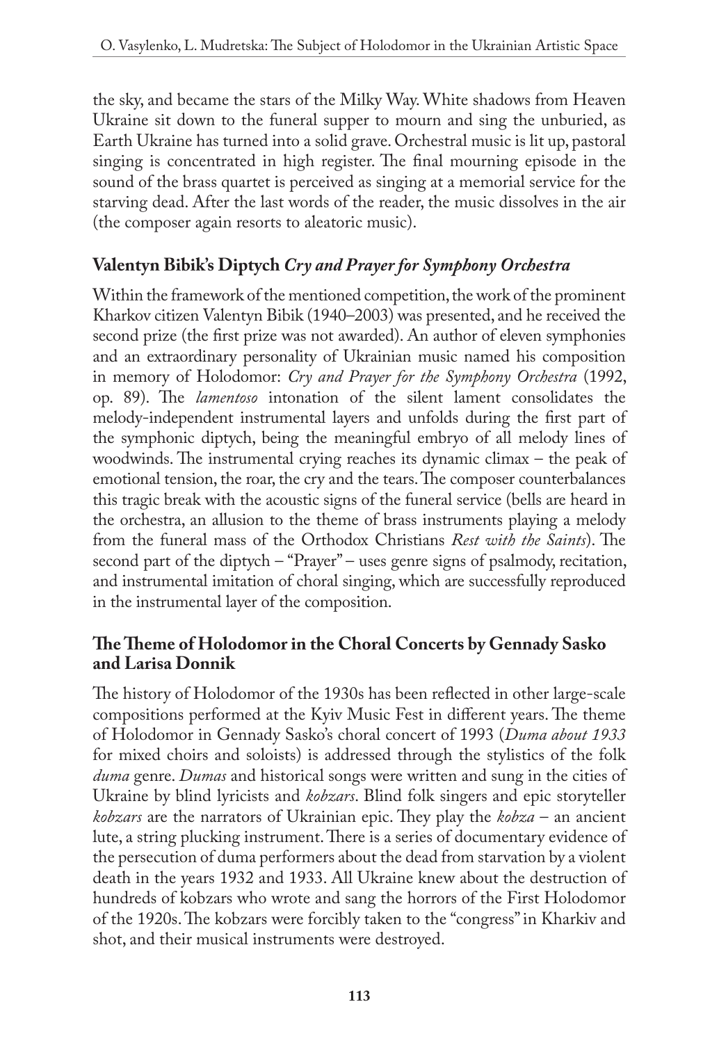the sky, and became the stars of the Milky Way. White shadows from Heaven Ukraine sit down to the funeral supper to mourn and sing the unburied, as Earth Ukraine has turned into a solid grave. Orchestral music is lit up, pastoral singing is concentrated in high register. The final mourning episode in the sound of the brass quartet is perceived as singing at a memorial service for the starving dead. After the last words of the reader, the music dissolves in the air (the composer again resorts to aleatoric music).

## Valentyn Bibik's Diptych *Cry and Prayer for Symphony Orchestra*

Within the framework of the mentioned competition, the work of the prominent Kharkov citizen Valentyn Bibik (1940–2003) was presented, and he received the second prize (the first prize was not awarded). An author of eleven symphonies and an extraordinary personality of Ukrainian music named his composition in memory of Holodomor: *Cry and Prayer for the Symphony Orchestra* (1992, op. 89). The *lamentoso* intonation of the silent lament consolidates the melody-independent instrumental layers and unfolds during the first part of the symphonic diptych, being the meaningful embryo of all melody lines of woodwinds. The instrumental crying reaches its dynamic climax – the peak of emotional tension, the roar, the cry and the tears. The composer counterbalances this tragic break with the acoustic signs of the funeral service (bells are heard in the orchestra, an allusion to the theme of brass instruments playing a melody from the funeral mass of the Orthodox Christians *Rest with the Saints*). The second part of the diptych – "Prayer" – uses genre signs of psalmody, recitation, and instrumental imitation of choral singing, which are successfully reproduced in the instrumental layer of the composition.

## The Theme of Holodomor in the Choral Concerts by Gennady Sasko and Larisa Donnik

The history of Holodomor of the 1930s has been reflected in other large-scale compositions performed at the Kyiv Music Fest in different years. The theme of Holodomor in Gennady Sasko's choral concert of 1993 (*Duma about 1933* for mixed choirs and soloists) is addressed through the stylistics of the folk *duma* genre. *Dumas* and historical songs were written and sung in the cities of Ukraine by blind lyricists and *kobzars*. Blind folk singers and epic storyteller *kobzars* are the narrators of Ukrainian epic. They play the *kobza* – an ancient lute, a string plucking instrument. There is a series of documentary evidence of the persecution of duma performers about the dead from starvation by a violent death in the years 1932 and 1933. All Ukraine knew about the destruction of hundreds of kobzars who wrote and sang the horrors of the First Holodomor of the 1920s. The kobzars were forcibly taken to the "congress" in Kharkiv and shot, and their musical instruments were destroyed.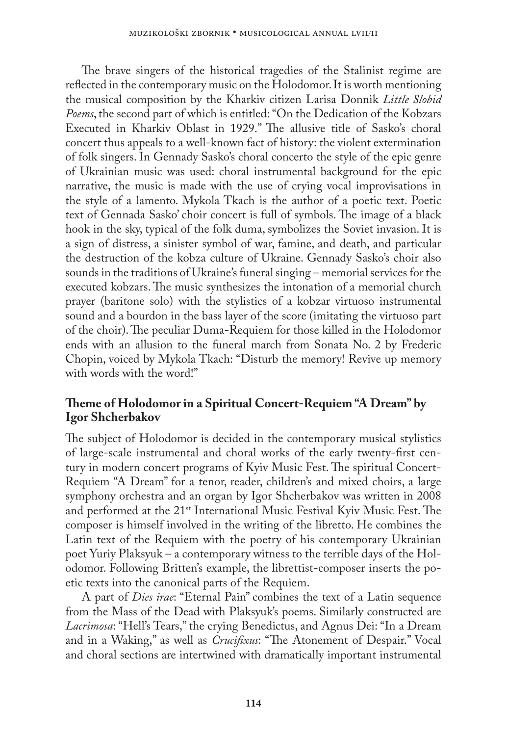The brave singers of the historical tragedies of the Stalinist regime are reflected in the contemporary music on the Holodomor. It is worth mentioning the musical composition by the Kharkiv citizen Larisa Donnik *Little Slobid Poems*, the second part of which is entitled: "On the Dedication of the Kobzars Executed in Kharkiv Oblast in 1929." The allusive title of Sasko's choral concert thus appeals to a well-known fact of history: the violent extermination of folk singers. In Gennady Sasko's choral concerto the style of the epic genre of Ukrainian music was used: choral instrumental background for the epic narrative, the music is made with the use of crying vocal improvisations in the style of a lamento. Mykola Tkach is the author of a poetic text. Poetic text of Gennada Sasko' choir concert is full of symbols. The image of a black hook in the sky, typical of the folk duma, symbolizes the Soviet invasion. It is a sign of distress, a sinister symbol of war, famine, and death, and particular the destruction of the kobza culture of Ukraine. Gennady Sasko's choir also sounds in the traditions of Ukraine's funeral singing – memorial services for the executed kobzars. The music synthesizes the intonation of a memorial church prayer (baritone solo) with the stylistics of a kobzar virtuoso instrumental sound and a bourdon in the bass layer of the score (imitating the virtuoso part of the choir). The peculiar Duma-Requiem for those killed in the Holodomor ends with an allusion to the funeral march from Sonata No. 2 by Frederic Chopin, voiced by Mykola Tkach: "Disturb the memory! Revive up memory with words with the word!"

## Theme of Holodomor in a Spiritual Concert-Requiem "A Dream" by Igor Shcherbakov

The subject of Holodomor is decided in the contemporary musical stylistics of large-scale instrumental and choral works of the early twenty-first century in modern concert programs of Kyiv Music Fest. The spiritual Concert-Requiem "A Dream" for a tenor, reader, children's and mixed choirs, a large symphony orchestra and an organ by Igor Shcherbakov was written in 2008 and performed at the 21st International Music Festival Kyiv Music Fest. The composer is himself involved in the writing of the libretto. He combines the Latin text of the Requiem with the poetry of his contemporary Ukrainian poet Yuriy Plaksyuk – a contemporary witness to the terrible days of the Holodomor. Following Britten's example, the librettist-composer inserts the poetic texts into the canonical parts of the Requiem.

A part of *Dies irae*: "Eternal Pain" combines the text of a Latin sequence from the Mass of the Dead with Plaksyuk's poems. Similarly constructed are *Lacrimosa*: "Hell's Tears," the crying Benedictus, and Agnus Dei: "In a Dream and in a Waking," as well as *Crucifixus*: "The Atonement of Despair." Vocal and choral sections are intertwined with dramatically important instrumental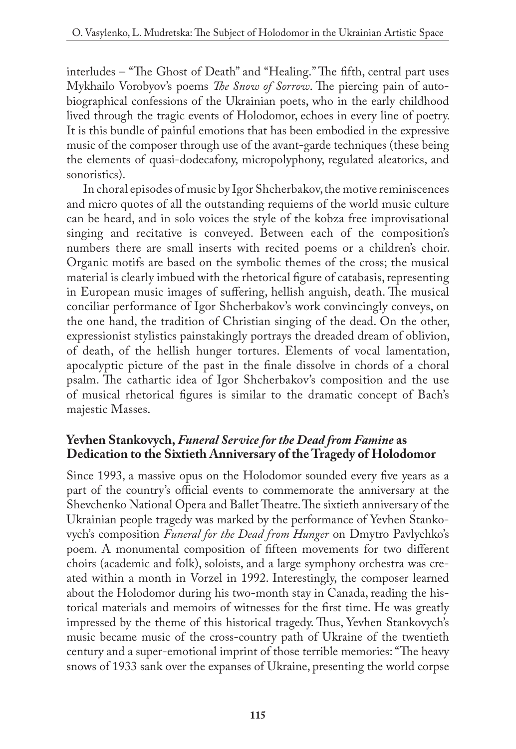interludes – "The Ghost of Death" and "Healing." The fifth, central part uses Mykhailo Vorobyov's poems *The Snow of Sorrow*. The piercing pain of autobiographical confessions of the Ukrainian poets, who in the early childhood lived through the tragic events of Holodomor, echoes in every line of poetry. It is this bundle of painful emotions that has been embodied in the expressive music of the composer through use of the avant-garde techniques (these being the elements of quasi-dodecafony, micropolyphony, regulated aleatorics, and sonoristics).

In choral episodes of music by Igor Shcherbakov, the motive reminiscences and micro quotes of all the outstanding requiems of the world music culture can be heard, and in solo voices the style of the kobza free improvisational singing and recitative is conveyed. Between each of the composition's numbers there are small inserts with recited poems or a children's choir. Organic motifs are based on the symbolic themes of the cross; the musical material is clearly imbued with the rhetorical figure of catabasis, representing in European music images of suffering, hellish anguish, death. The musical conciliar performance of Igor Shcherbakov's work convincingly conveys, on the one hand, the tradition of Christian singing of the dead. On the other, expressionist stylistics painstakingly portrays the dreaded dream of oblivion, of death, of the hellish hunger tortures. Elements of vocal lamentation, apocalyptic picture of the past in the finale dissolve in chords of a choral psalm. The cathartic idea of Igor Shcherbakov's composition and the use of musical rhetorical figures is similar to the dramatic concept of Bach's majestic Masses.

### Yevhen Stankovych, *Funeral Service for the Dead from Famine* as Dedication to the Sixtieth Anniversary of the Tragedy of Holodomor

Since 1993, a massive opus on the Holodomor sounded every five years as a part of the country's official events to commemorate the anniversary at the Shevchenko National Opera and Ballet Theatre. The sixtieth anniversary of the Ukrainian people tragedy was marked by the performance of Yevhen Stankovych's composition *Funeral for the Dead from Hunger* on Dmytro Pavlychko's poem. A monumental composition of fifteen movements for two different choirs (academic and folk), soloists, and a large symphony orchestra was created within a month in Vorzel in 1992. Interestingly, the composer learned about the Holodomor during his two-month stay in Canada, reading the historical materials and memoirs of witnesses for the first time. He was greatly impressed by the theme of this historical tragedy. Thus, Yevhen Stankovych's music became music of the cross-country path of Ukraine of the twentieth century and a super-emotional imprint of those terrible memories: "The heavy snows of 1933 sank over the expanses of Ukraine, presenting the world corpse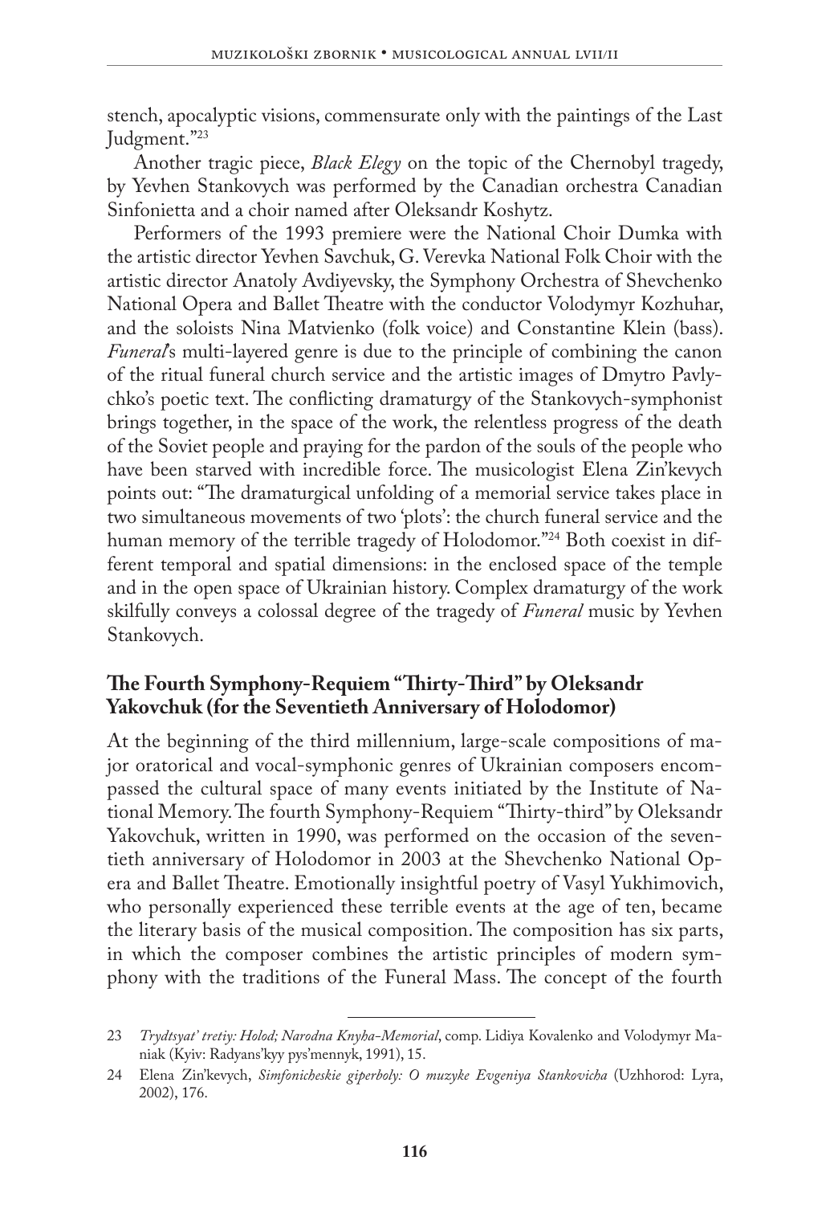stench, apocalyptic visions, commensurate only with the paintings of the Last Judgment."[23]

Another tragic piece, *Black Elegy* on the topic of the Chernobyl tragedy, by Yevhen Stankovych was performed by the Canadian orchestra Canadian Sinfonietta and a choir named after Oleksandr Koshytz.

Performers of the 1993 premiere were the National Choir Dumka with the artistic director Yevhen Savchuk, G. Verevka National Folk Choir with the artistic director Anatoly Avdiyevsky, the Symphony Orchestra of Shevchenko National Opera and Ballet Theatre with the conductor Volodymyr Kozhuhar, and the soloists Nina Matvienko (folk voice) and Constantine Klein (bass). *Funeral*'s multi-layered genre is due to the principle of combining the canon of the ritual funeral church service and the artistic images of Dmytro Pavlychko's poetic text. The conflicting dramaturgy of the Stankovych-symphonist brings together, in the space of the work, the relentless progress of the death of the Soviet people and praying for the pardon of the souls of the people who have been starved with incredible force. The musicologist Elena Zin'kevych points out: "The dramaturgical unfolding of a memorial service takes place in two simultaneous movements of two 'plots': the church funeral service and the human memory of the terrible tragedy of Holodomor."[24] Both coexist in different temporal and spatial dimensions: in the enclosed space of the temple and in the open space of Ukrainian history. Complex dramaturgy of the work skilfully conveys a colossal degree of the tragedy of *Funeral* music by Yevhen Stankovych.

## The Fourth Symphony-Requiem "Thirty-Third" by Oleksandr Yakovchuk (for the Seventieth Anniversary of Holodomor)

At the beginning of the third millennium, large-scale compositions of major oratorical and vocal-symphonic genres of Ukrainian composers encompassed the cultural space of many events initiated by the Institute of National Memory. The fourth Symphony-Requiem "Thirty-third" by Oleksandr Yakovchuk, written in 1990, was performed on the occasion of the seventieth anniversary of Holodomor in 2003 at the Shevchenko National Opera and Ballet Theatre. Emotionally insightful poetry of Vasyl Yukhimovich, who personally experienced these terrible events at the age of ten, became the literary basis of the musical composition. The composition has six parts, in which the composer combines the artistic principles of modern symphony with the traditions of the Funeral Mass. The concept of the fourth

---

23 *Trydtsyat' tretiy: Holod; Narodna Knyha-Memorial*, comp. Lidiya Kovalenko and Volodymyr Maniak (Kyiv: Radyans'kyy pys'mennyk, 1991), 15.

24 Elena Zin'kevych, *Simfonicheskie giperboly: O muzyke Evgeniya Stankovicha* (Uzhhorod: Lyra, 2002), 176.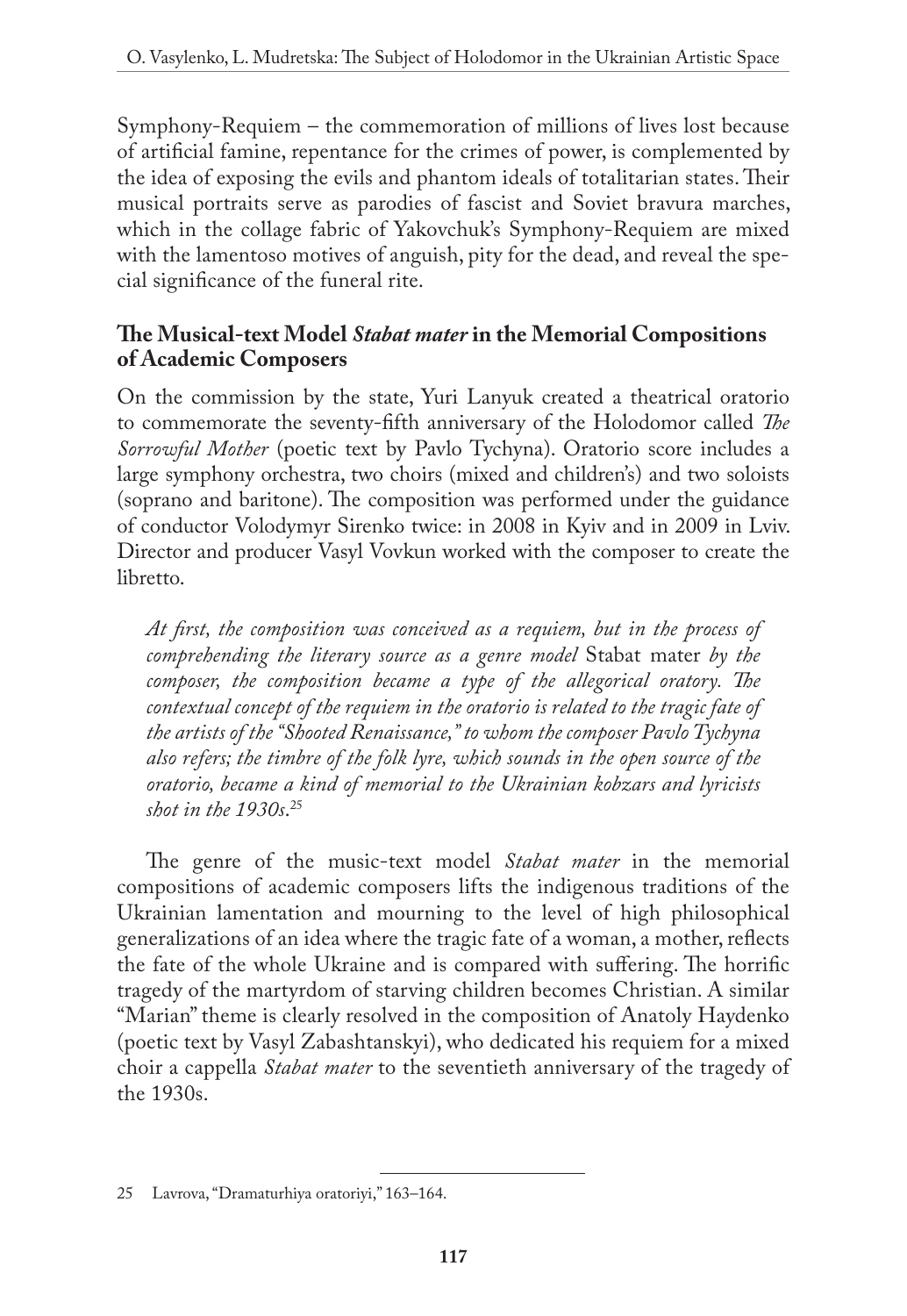Symphony-Requiem – the commemoration of millions of lives lost because of artificial famine, repentance for the crimes of power, is complemented by the idea of exposing the evils and phantom ideals of totalitarian states. Their musical portraits serve as parodies of fascist and Soviet bravura marches, which in the collage fabric of Yakovchuk's Symphony-Requiem are mixed with the lamentoso motives of anguish, pity for the dead, and reveal the special significance of the funeral rite.

## The Musical-text Model *Stabat mater* in the Memorial Compositions of Academic Composers

On the commission by the state, Yuri Lanyuk created a theatrical oratorio to commemorate the seventy-fifth anniversary of the Holodomor called *The Sorrowful Mother* (poetic text by Pavlo Tychyna). Oratorio score includes a large symphony orchestra, two choirs (mixed and children's) and two soloists (soprano and baritone). The composition was performed under the guidance of conductor Volodymyr Sirenko twice: in 2008 in Kyiv and in 2009 in Lviv. Director and producer Vasyl Vovkun worked with the composer to create the libretto.

> *At first, the composition was conceived as a requiem, but in the process of comprehending the literary source as a genre model* Stabat mater *by the composer, the composition became a type of the allegorical oratory. The contextual concept of the requiem in the oratorio is related to the tragic fate of the artists of the "Shooted Renaissance," to whom the composer Pavlo Tychyna also refers; the timbre of the folk lyre, which sounds in the open source of the oratorio, became a kind of memorial to the Ukrainian kobzars and lyricists shot in the 1930s.*[25]

The genre of the music-text model *Stabat mater* in the memorial compositions of academic composers lifts the indigenous traditions of the Ukrainian lamentation and mourning to the level of high philosophical generalizations of an idea where the tragic fate of a woman, a mother, reflects the fate of the whole Ukraine and is compared with suffering. The horrific tragedy of the martyrdom of starving children becomes Christian. A similar "Marian" theme is clearly resolved in the composition of Anatoly Haydenko (poetic text by Vasyl Zabashtanskyi), who dedicated his requiem for a mixed choir a cappella *Stabat mater* to the seventieth anniversary of the tragedy of the 1930s.

---

25 Lavrova, "Dramaturhiya oratoriyi," 163–164.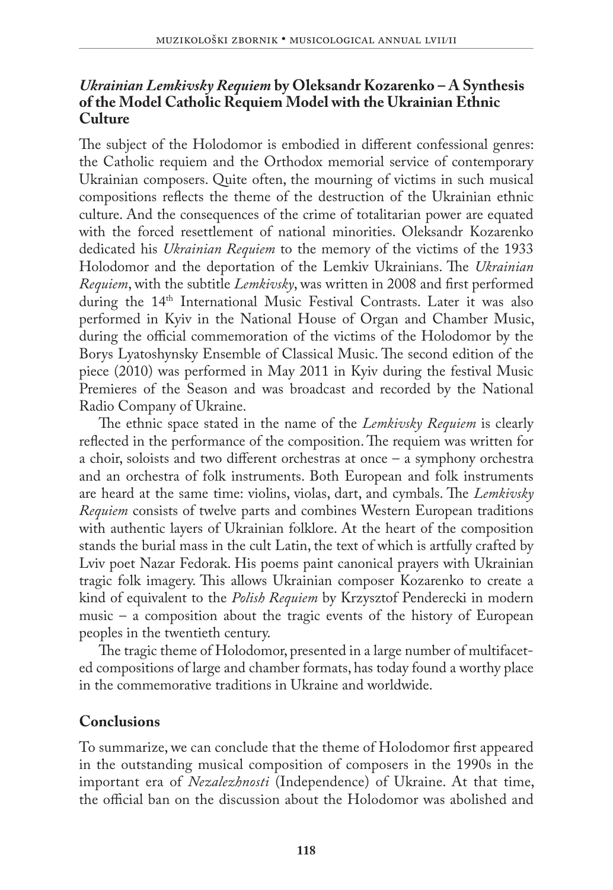### *Ukrainian Lemkivsky Requiem* by Oleksandr Kozarenko – A Synthesis of the Model Catholic Requiem Model with the Ukrainian Ethnic Culture

The subject of the Holodomor is embodied in different confessional genres: the Catholic requiem and the Orthodox memorial service of contemporary Ukrainian composers. Quite often, the mourning of victims in such musical compositions reflects the theme of the destruction of the Ukrainian ethnic culture. And the consequences of the crime of totalitarian power are equated with the forced resettlement of national minorities. Oleksandr Kozarenko dedicated his *Ukrainian Requiem* to the memory of the victims of the 1933 Holodomor and the deportation of the Lemkiv Ukrainians. The *Ukrainian Requiem*, with the subtitle *Lemkivsky*, was written in 2008 and first performed during the 14th International Music Festival Contrasts. Later it was also performed in Kyiv in the National House of Organ and Chamber Music, during the official commemoration of the victims of the Holodomor by the Borys Lyatoshynsky Ensemble of Classical Music. The second edition of the piece (2010) was performed in May 2011 in Kyiv during the festival Music Premieres of the Season and was broadcast and recorded by the National Radio Company of Ukraine.

The ethnic space stated in the name of the *Lemkivsky Requiem* is clearly reflected in the performance of the composition. The requiem was written for a choir, soloists and two different orchestras at once – a symphony orchestra and an orchestra of folk instruments. Both European and folk instruments are heard at the same time: violins, violas, dart, and cymbals. The *Lemkivsky Requiem* consists of twelve parts and combines Western European traditions with authentic layers of Ukrainian folklore. At the heart of the composition stands the burial mass in the cult Latin, the text of which is artfully crafted by Lviv poet Nazar Fedorak. His poems paint canonical prayers with Ukrainian tragic folk imagery. This allows Ukrainian composer Kozarenko to create a kind of equivalent to the *Polish Requiem* by Krzysztof Penderecki in modern music – a composition about the tragic events of the history of European peoples in the twentieth century.

The tragic theme of Holodomor, presented in a large number of multifaceted compositions of large and chamber formats, has today found a worthy place in the commemorative traditions in Ukraine and worldwide.

## Conclusions

To summarize, we can conclude that the theme of Holodomor first appeared in the outstanding musical composition of composers in the 1990s in the important era of *Nezalezhnosti* (Independence) of Ukraine. At that time, the official ban on the discussion about the Holodomor was abolished and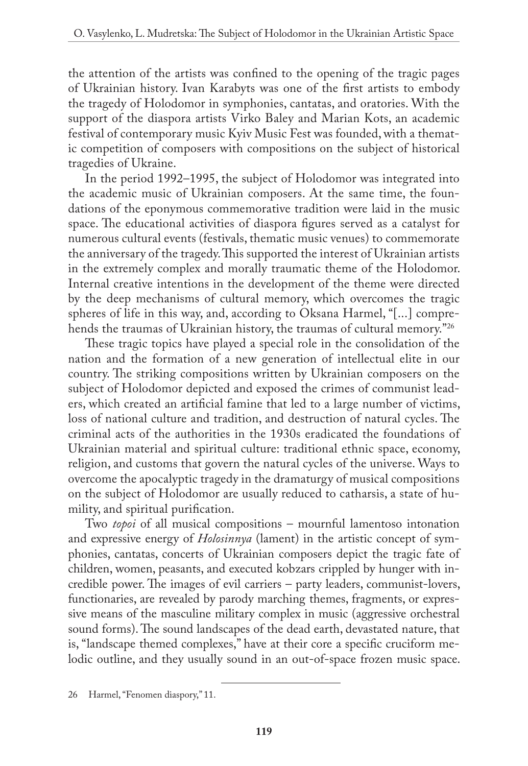the attention of the artists was confined to the opening of the tragic pages of Ukrainian history. Ivan Karabyts was one of the first artists to embody the tragedy of Holodomor in symphonies, cantatas, and oratories. With the support of the diaspora artists Virko Baley and Marian Kots, an academic festival of contemporary music Kyiv Music Fest was founded, with a thematic competition of composers with compositions on the subject of historical tragedies of Ukraine.

In the period 1992–1995, the subject of Holodomor was integrated into the academic music of Ukrainian composers. At the same time, the foundations of the eponymous commemorative tradition were laid in the music space. The educational activities of diaspora figures served as a catalyst for numerous cultural events (festivals, thematic music venues) to commemorate the anniversary of the tragedy. This supported the interest of Ukrainian artists in the extremely complex and morally traumatic theme of the Holodomor. Internal creative intentions in the development of the theme were directed by the deep mechanisms of cultural memory, which overcomes the tragic spheres of life in this way, and, according to Oksana Harmel, "[...] comprehends the traumas of Ukrainian history, the traumas of cultural memory."[26]

These tragic topics have played a special role in the consolidation of the nation and the formation of a new generation of intellectual elite in our country. The striking compositions written by Ukrainian composers on the subject of Holodomor depicted and exposed the crimes of communist leaders, which created an artificial famine that led to a large number of victims, loss of national culture and tradition, and destruction of natural cycles. The criminal acts of the authorities in the 1930s eradicated the foundations of Ukrainian material and spiritual culture: traditional ethnic space, economy, religion, and customs that govern the natural cycles of the universe. Ways to overcome the apocalyptic tragedy in the dramaturgy of musical compositions on the subject of Holodomor are usually reduced to catharsis, a state of humility, and spiritual purification.

Two *topoi* of all musical compositions – mournful lamentoso intonation and expressive energy of *Holosinnya* (lament) in the artistic concept of symphonies, cantatas, concerts of Ukrainian composers depict the tragic fate of children, women, peasants, and executed kobzars crippled by hunger with incredible power. The images of evil carriers – party leaders, communist-lovers, functionaries, are revealed by parody marching themes, fragments, or expressive means of the masculine military complex in music (aggressive orchestral sound forms). The sound landscapes of the dead earth, devastated nature, that is, "landscape themed complexes," have at their core a specific cruciform melodic outline, and they usually sound in an out-of-space frozen music space.

---

26 Harmel, "Fenomen diaspory," 11.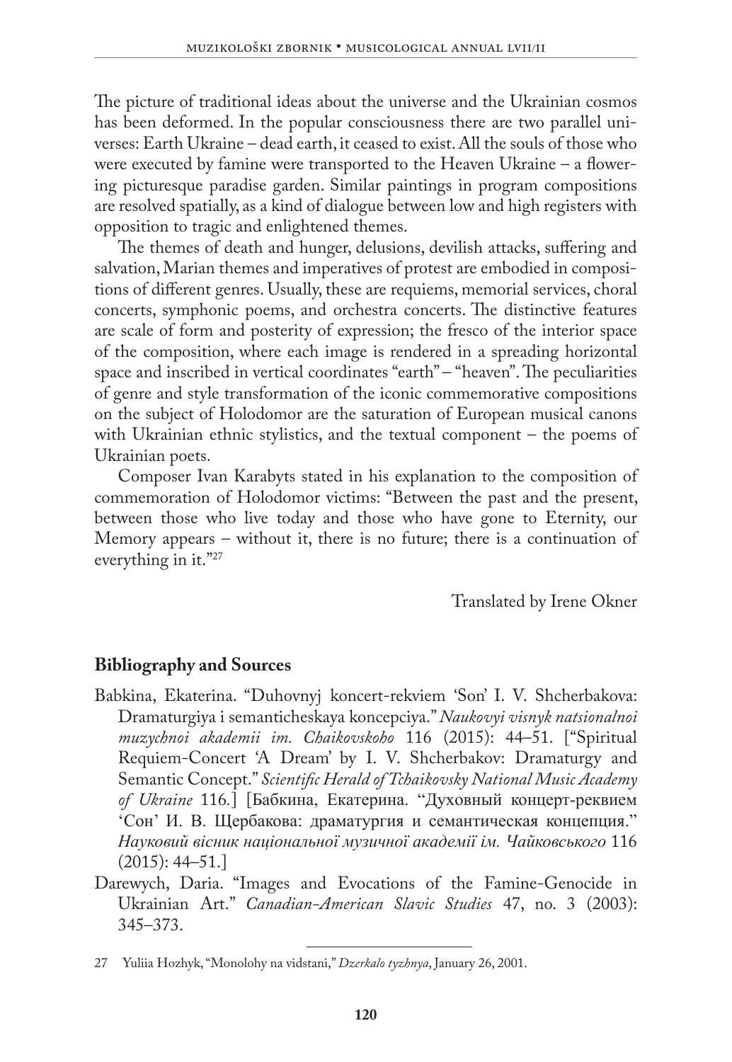The picture of traditional ideas about the universe and the Ukrainian cosmos has been deformed. In the popular consciousness there are two parallel universes: Earth Ukraine – dead earth, it ceased to exist. All the souls of those who were executed by famine were transported to the Heaven Ukraine – a flowering picturesque paradise garden. Similar paintings in program compositions are resolved spatially, as a kind of dialogue between low and high registers with opposition to tragic and enlightened themes.

The themes of death and hunger, delusions, devilish attacks, suffering and salvation, Marian themes and imperatives of protest are embodied in compositions of different genres. Usually, these are requiems, memorial services, choral concerts, symphonic poems, and orchestra concerts. The distinctive features are scale of form and posterity of expression; the fresco of the interior space of the composition, where each image is rendered in a spreading horizontal space and inscribed in vertical coordinates "earth" – "heaven". The peculiarities of genre and style transformation of the iconic commemorative compositions on the subject of Holodomor are the saturation of European musical canons with Ukrainian ethnic stylistics, and the textual component – the poems of Ukrainian poets.

Composer Ivan Karabyts stated in his explanation to the composition of commemoration of Holodomor victims: "Between the past and the present, between those who live today and those who have gone to Eternity, our Memory appears – without it, there is no future; there is a continuation of everything in it."[27]

Translated by Irene Okner

## Bibliography and Sources

Babkina, Ekaterina. "Duhovnyj koncert-rekviem 'Son' I. V. Shcherbakova: Dramaturgiya i semanticheskaya koncepciya." *Naukovyi visnyk natsionalnoi muzychnoi akademii im. Chaikovskoho* 116 (2015): 44–51. ["Spiritual Requiem-Concert 'A Dream' by I. V. Shcherbakov: Dramaturgy and Semantic Concept." *Scientific Herald of Tchaikovsky National Music Academy of Ukraine* 116.] [Бабкина, Екатерина. "Духовный концерт-реквием 'Сон' И. В. Щербакова: драматургия и семантическая концепция." *Науковий вісник національної музичної академії ім. Чайковського* 116 (2015): 44–51.]

Darewych, Daria. "Images and Evocations of the Famine-Genocide in Ukrainian Art." *Canadian-American Slavic Studies* 47, no. 3 (2003): 345–373.

27 Yuliia Hozhyk, "Monolohy na vidstani," *Dzerkalo tyzhnya*, January 26, 2001.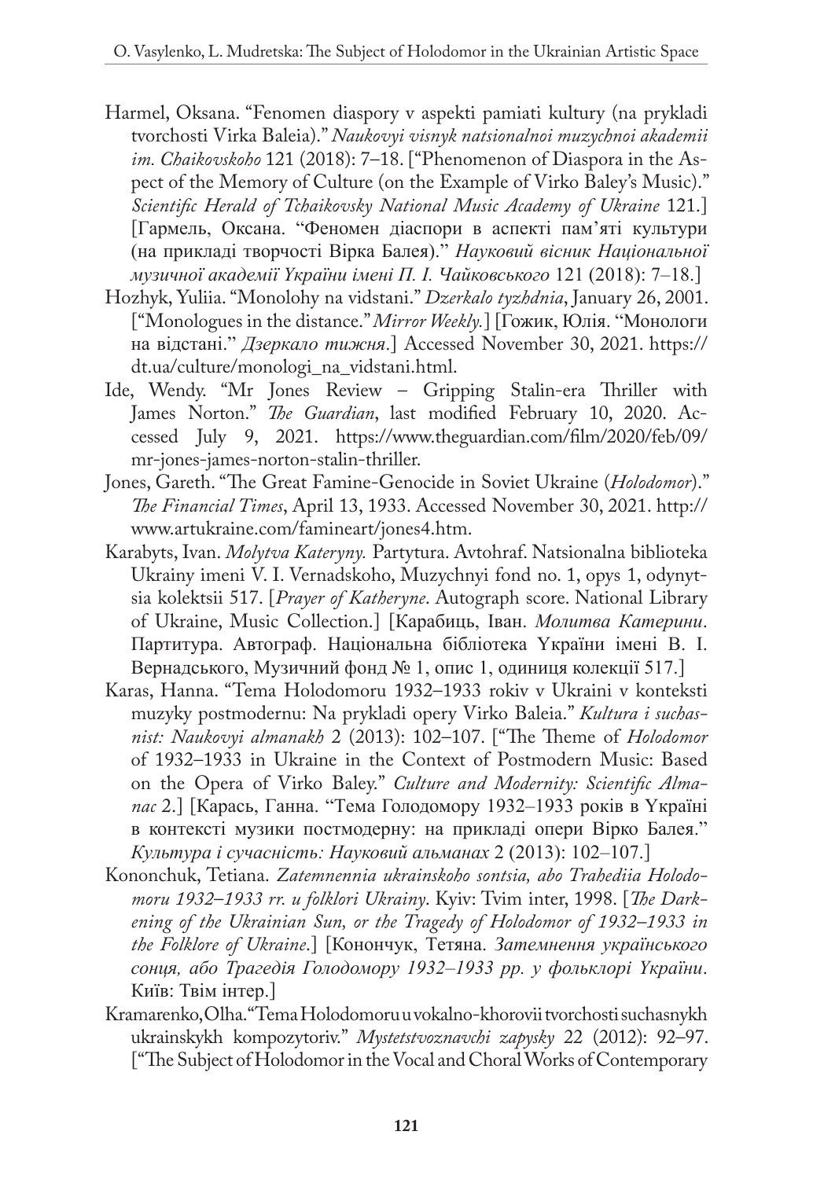Harmel, Oksana. "Fenomen diaspory v aspekti pamiati kultury (na prykladi tvorchosti Virka Baleia)." *Naukovyi visnyk natsionalnoi muzychnoi akademii im. Chaikovskoho* 121 (2018): 7–18. ["Phenomenon of Diaspora in the Aspect of the Memory of Culture (on the Example of Virko Baley's Music)." *Scientific Herald of Tchaikovsky National Music Academy of Ukraine* 121.] [Гармель, Оксана. "Феномен діаспори в аспекті пам'яті культури (на прикладі творчості Вірка Балея)." *Науковий вісник Національної музичної академії України імені П. І. Чайковського* 121 (2018): 7–18.]

Hozhyk, Yuliia. "Monolohy na vidstani." *Dzerkalo tyzhdnia*, January 26, 2001. ["Monologues in the distance." *Mirror Weekly.*] [Гожик, Юлія. "Монологи на відстані." *Дзеркало тижня*.] Accessed November 30, 2021. https://dt.ua/culture/monologi_na_vidstani.html.

Ide, Wendy. "Mr Jones Review – Gripping Stalin-era Thriller with James Norton." *The Guardian*, last modified February 10, 2020. Accessed July 9, 2021. https://www.theguardian.com/film/2020/feb/09/mr-jones-james-norton-stalin-thriller.

Jones, Gareth. "The Great Famine-Genocide in Soviet Ukraine (*Holodomor*)." *The Financial Times*, April 13, 1933. Accessed November 30, 2021. http://www.artukraine.com/famineart/jones4.htm.

Karabyts, Ivan. *Molytva Kateryny.* Partytura. Avtohraf. Natsionalna biblioteka Ukrainy imeni V. I. Vernadskoho, Muzychnyi fond no. 1, opys 1, odynytsia kolektsii 517. [*Prayer of Katheryne*. Autograph score. National Library of Ukraine, Music Collection.] [Карабиць, Іван. *Молитва Катерини*. Партитура. Автограф. Національна бібліотека України імені В. І. Вернадського, Музичний фонд № 1, опис 1, одиниця колекції 517.]

Karas, Hanna. "Tema Holodomoru 1932–1933 rokiv v Ukraini v konteksti muzyky postmodernu: Na prykladi opery Virko Baleia." *Kultura i suchasnist: Naukovyi almanakh* 2 (2013): 102–107. ["The Theme of *Holodomor* of 1932–1933 in Ukraine in the Context of Postmodern Music: Based on the Opera of Virko Baley." *Culture and Modernity: Scientific Almanac* 2.] [Карась, Ганна. "Тема Голодомору 1932–1933 років в Україні в контексті музики постмодерну: на прикладі опери Вірко Балея." *Культура і сучасність: Науковий альманах* 2 (2013): 102–107.]

Kononchuk, Tetiana. *Zatemnennia ukrainskoho sontsia, abo Trahediia Holodomoru 1932–1933 rr. u folklori Ukrainy*. Kyiv: Tvim inter, 1998. [*The Darkening of the Ukrainian Sun, or the Tragedy of Holodomor of 1932–1933 in the Folklore of Ukraine*.] [Кончук, Тетяна. *Затемнення українського сонця, або Трагедія Голодомору 1932–1933 рр. у фольклорі України*. Київ: Твім інтер.]

Kramarenko, Olha. "Tema Holodomoru u vokalno-khorovii tvorchosti suchasnykh ukrainskykh kompozytoriv." *Mystetstvoznavchi zapysky* 22 (2012): 92–97. ["The Subject of Holodomor in the Vocal and Choral Works of Contemporary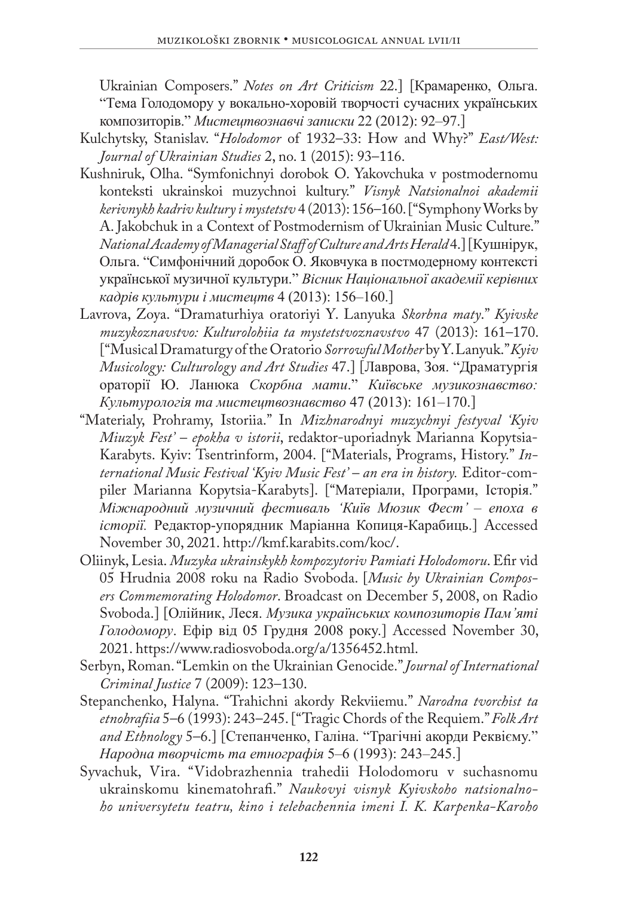Ukrainian Composers." *Notes on Art Criticism* 22.] [Крамаренко, Ольга. "Тема Голодомору у вокально-хоровій творчості сучасних українських композиторів." *Мистецтвознавчі записки* 22 (2012): 92–97.]

Kulchytsky, Stanislav. "*Holodomor* of 1932–33: How and Why?" *East/West: Journal of Ukrainian Studies* 2, no. 1 (2015): 93–116.

Kushniruk, Olha. "Symfonichnyi dorobok O. Yakovchuka v postmodernomu konteksti ukrainskoi muzychnoi kultury." *Visnyk Natsionalnoi akademii kerivnykh kadriv kultury i mystetstv* 4 (2013): 156–160. ["Symphony Works by A. Jakobchuk in a Context of Postmodernism of Ukrainian Music Culture." *National Academy of Managerial Staff of Culture and Arts Herald* 4.] [Кушнірук, Ольга. "Симфонічний доробок О. Яковчука в постмодерному контексті української музичної культури." *Вісник Національної академії керівних кадрів культури і мистецтв* 4 (2013): 156–160.]

Lavrova, Zoya. "Dramaturhiya oratoriyi Y. Lanyuka *Skorbna maty*." *Kyivske muzykoznavstvo: Kulturolohiia ta mystetstvoznavstvo* 47 (2013): 161–170. ["Musical Dramaturgy of the Oratorio *Sorrowful Mother* by Y. Lanyuk." *Kyiv Musicology: Culturology and Art Studies* 47.] [Лаврова, Зоя. "Драматургія ораторії Ю. Ланюка *Скорбна мати*." *Київське музикознавство: Культурологія та мистецтвознавство* 47 (2013): 161–170.]

"Materialy, Prohramy, Istoriia." In *Mizhnarodnyi muzychnyi festyval 'Kyiv Miuzyk Fest' – epokha v istorii*, redaktor-uporiadnyk Marianna Kopytsia-Karabyts. Kyiv: Tsentrinform, 2004. ["Materials, Programs, History." *International Music Festival 'Kyiv Music Fest' – an era in history.* Editor-compiler Marianna Kopytsia-Karabyts]. ["Матеріали, Програми, Історія." *Міжнародний музичний фестиваль 'Київ Мюзик Фест' – епоха в історії.* Редактор-упорядник Маріанна Копиця-Карабиць.] Accessed November 30, 2021. http://kmf.karabits.com/koc/.

Oliinyk, Lesia. *Muzyka ukrainskykh kompozytoriv Pamiati Holodomoru*. Efir vid 05 Hrudnia 2008 roku na Radio Svoboda. [*Music by Ukrainian Composers Commemorating Holodomor*. Broadcast on December 5, 2008, on Radio Svoboda.] [Олійник, Леся. *Музика українських композиторів Пам'яті Голодомору*. Ефір від 05 Грудня 2008 року.] Accessed November 30, 2021. https://www.radiosvoboda.org/a/1356452.html.

Serbyn, Roman. "Lemkin on the Ukrainian Genocide." *Journal of International Criminal Justice* 7 (2009): 123–130.

Stepanchenko, Halyna. "Trahichni akordy Rekviiemu." *Narodna tvorchist ta etnohrafiia* 5–6 (1993): 243–245. ["Tragic Chords of the Requiem." *Folk Art and Ethnology* 5–6.] [Степанченко, Галіна. "Трагічні акорди Реквієму." *Народна творчість та етнографія* 5–6 (1993): 243–245.]

Syvachuk, Vira. "Vidobrazhennia trahedii Holodomoru v suchasnomu ukrainskomu kinematohrafi." *Naukovyi visnyk Kyivskoho natsionalnoho universytetu teatru, kino i telebachennia imeni I. K. Karpenka-Karoho*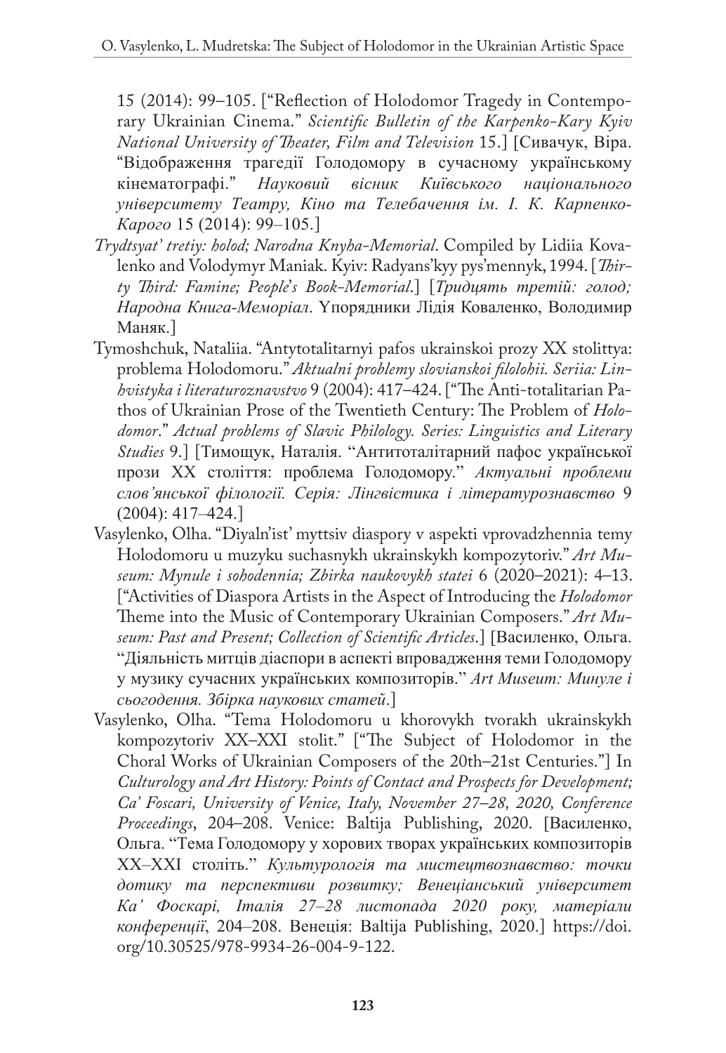15 (2014): 99–105. ["Reflection of Holodomor Tragedy in Contemporary Ukrainian Cinema." *Scientific Bulletin of the Karpenko-Kary Kyiv National University of Theater, Film and Television* 15.] [Сивачук, Віра. "Відображення трагедії Голодомору в сучасному українському кінематографі." *Науковий вісник Київського національного університету Театру, Кіно та Телебачення ім. І. К. Карпенко-Карого* 15 (2014): 99–105.]

*Trydtsyat' tretiy: holod; Narodna Knyha-Memorial*. Compiled by Lidiia Kovalenko and Volodymyr Maniak. Kyiv: Radyans'kyy pys'mennyk, 1994. [*Thirty Third: Famine; People's Book-Memorial*.] [*Тридцять третій: голод; Народна Книга-Меморіал*. Упорядники Лідія Коваленко, Володимир Маняк.]

Tymoshchuk, Nataliia. "Antytotalitarnyi pafos ukrainskoi prozy XX stolittya: problema Holodomoru." *Aktualni problemy slovianskoi filolohii. Seriia: Linhvistyka i literaturoznavstvo* 9 (2004): 417–424. ["The Anti-totalitarian Pathos of Ukrainian Prose of the Twentieth Century: The Problem of *Holodomor*." *Actual problems of Slavic Philology. Series: Linguistics and Literary Studies* 9.] [Тимощук, Наталія. "Антитоталітарний пафос української прози XX століття: проблема Голодомору." *Актуальні проблеми слов'янської філології. Серія: Лінгвістика і літературознавство* 9 (2004): 417–424.]

Vasylenko, Olha. "Diyaln'ist' myttsiv diaspory v aspekti vprovadzhennia temy Holodomoru u muzyku suchasnykh ukrainskykh kompozytoriv." *Art Museum: Mynule i sohodennia; Zbirka naukovykh statei* 6 (2020–2021): 4–13. ["Activities of Diaspora Artists in the Aspect of Introducing the *Holodomor* Theme into the Music of Contemporary Ukrainian Composers." *Art Museum: Past and Present; Collection of Scientific Articles*.] [Василенко, Ольга. "Діяльність митців діаспори в аспекті впровадження теми Голодомору у музику сучасних українських композиторів." *Art Museum: Минуле і сьогодення. Збірка наукових статей*.]

Vasylenko, Olha. "Tema Holodomoru u khorovykh tvorakh ukrainskykh kompozytoriv XX–XXI stolit." ["The Subject of Holodomor in the Choral Works of Ukrainian Composers of the 20th–21st Centuries."] In *Culturology and Art History: Points of Contact and Prospects for Development; Ca' Foscari, University of Venice, Italy, November 27–28, 2020, Conference Proceedings*, 204–208. Venice: Baltija Publishing, 2020. [Василенко, Ольга. "Тема Голодомору у хорових творах українських композиторів XX–XXI століть." *Культурологія та мистецтвознавство: точки дотику та перспективи розвитку; Венеціанський університет Ка' Фоскарі, Італія 27–28 листопада 2020 року, матеріали конференції*, 204–208. Венеція: Baltija Publishing, 2020.] https://doi.org/10.30525/978-9934-26-004-9-122.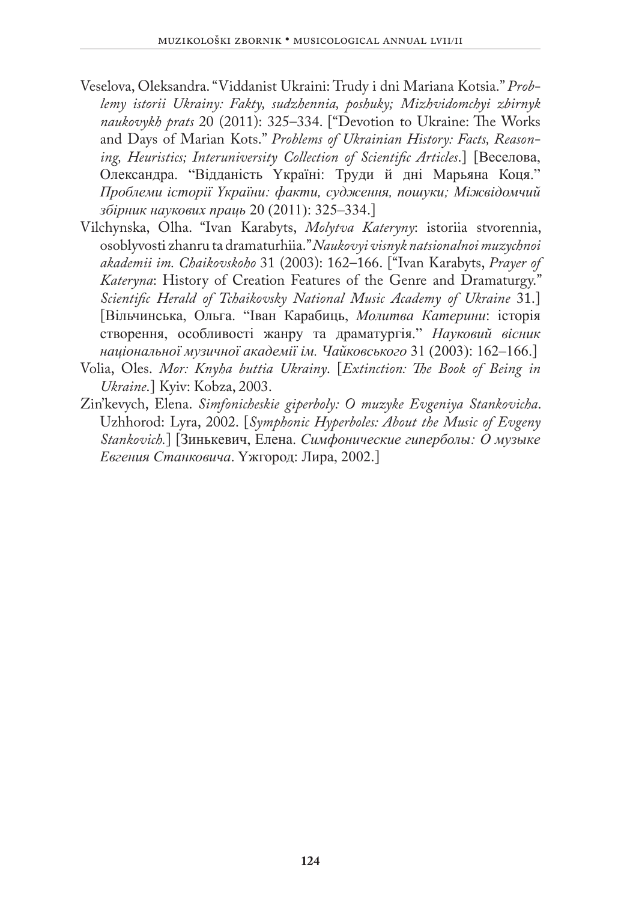Veselova, Oleksandra. "Viddanist Ukraini: Trudy i dni Mariana Kotsia." *Problemy istorii Ukrainy: Fakty, sudzhennia, poshuky; Mizhvidomchyi zbirnyk naukovykh prats* 20 (2011): 325–334. ["Devotion to Ukraine: The Works and Days of Marian Kots." *Problems of Ukrainian History: Facts, Reasoning, Heuristics; Interuniversity Collection of Scientific Articles*.] [Веселова, Олександра. "Відданість Україні: Труди й дні Марьяна Коця." *Проблеми історії України: факти, судження, пошуки; Міжвідомчий збірник наукових праць* 20 (2011): 325–334.]

Vilchynska, Olha. "Ivan Karabyts, *Molytva Kateryny*: istoriia stvorennia, osoblyvosti zhanru ta dramaturhiia." *Naukovyi visnyk natsionalnoi muzychnoi akademii im. Chaikovskoho* 31 (2003): 162–166. ["Ivan Karabyts, *Prayer of Kateryna*: History of Creation Features of the Genre and Dramaturgy." *Scientific Herald of Tchaikovsky National Music Academy of Ukraine* 31.] [Вільчинська, Ольга. "Іван Карабиць, *Молитва Катерини*: історія створення, особливості жанру та драматургія." *Науковий вісник національної музичної академії ім. Чайковського* 31 (2003): 162–166.]

Volia, Oles. *Mor: Knyha buttia Ukrainy*. [*Extinction: The Book of Being in Ukraine*.] Kyiv: Kobza, 2003.

Zin'kevych, Elena. *Simfonicheskie giperboly: O muzyke Evgeniya Stankovicha*. Uzhhorod: Lyra, 2002. [*Symphonic Hyperboles: About the Music of Evgeny Stankovich.*] [Зинькевич, Елена. *Симфонические гиперболы: О музыке Евгения Станковича*. Ужгород: Лира, 2002.]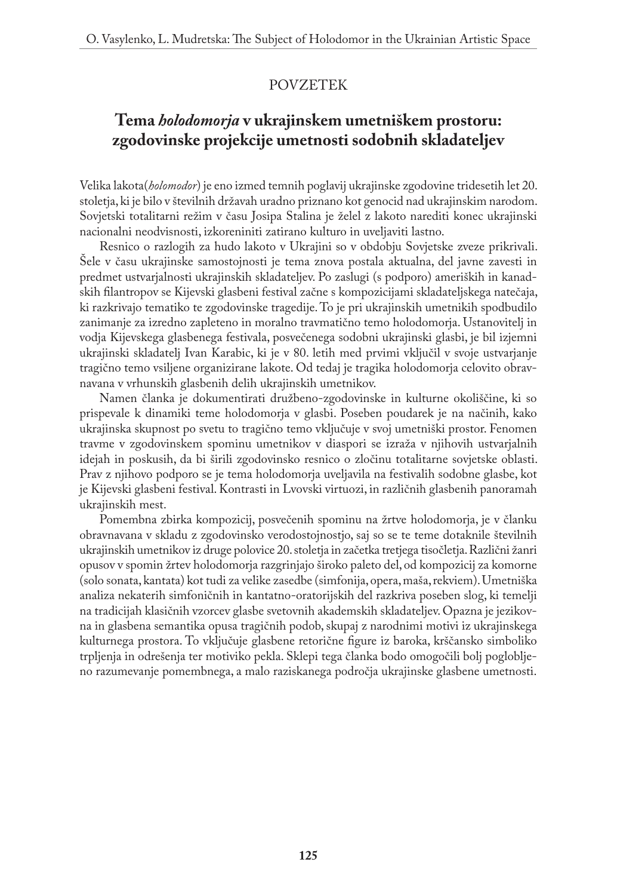POVZETEK

# Tema *holodomorja* v ukrajinskem umetniškem prostoru: zgodovinske projekcije umetnosti sodobnih skladateljev

Velika lakota(*holomodor*) je eno izmed temnih poglavij ukrajinske zgodovine tridesetih let 20. stoletja, ki je bilo v številnih državah uradno priznano kot genocid nad ukrajinskim narodom. Sovjetski totalitarni režim v času Josipa Stalina je želel z lakoto narediti konec ukrajinski nacionalni neodvisnosti, izkoreniniti zatirano kulturo in uveljaviti lastno.

Resnico o razlogih za hudo lakoto v Ukrajini so v obdobju Sovjetske zveze prikrivali. Šele v času ukrajinske samostojnosti je tema znova postala aktualna, del javne zavesti in predmet ustvarjalnosti ukrajinskih skladateljev. Po zaslugi (s podporo) ameriških in kanadskih filantropov se Kijevski glasbeni festival začne s kompozicijami skladateljskega natečaja, ki razkrivajo tematiko te zgodovinske tragedije. To je pri ukrajinskih umetnikih spodbudilo zanimanje za izredno zapleteno in moralno travmatično temo holodomorja. Ustanovitelj in vodja Kijevskega glasbenega festivala, posvečenega sodobni ukrajinski glasbi, je bil izjemni ukrajinski skladatelj Ivan Karabic, ki je v 80. letih med prvimi vključil v svoje ustvarjanje tragično temo vsiljene organizirane lakote. Od tedaj je tragika holodomorja celovito obravnavana v vrhunskih glasbenih delih ukrajinskih umetnikov.

Namen članka je dokumentirati družbeno-zgodovinske in kulturne okoliščine, ki so prispevale k dinamiki teme holodomorja v glasbi. Poseben poudarek je na načinih, kako ukrajinska skupnost po svetu to tragično temo vključuje v svoj umetniški prostor. Fenomen travme v zgodovinskem spominu umetnikov v diaspori se izraža v njihovih ustvarjalnih idejah in poskusih, da bi širili zgodovinsko resnico o zločinu totalitarne sovjetske oblasti. Prav z njihovo podporo se je tema holodomorja uveljavila na festivalih sodobne glasbe, kot je Kijevski glasbeni festival. Kontrasti in Lvovski virtuozi, in različnih glasbenih panoramah ukrajinskih mest.

Pomembna zbirka kompozicij, posvečenih spominu na žrtve holodomorja, je v članku obravnavana v skladu z zgodovinsko verodostojnostjo, saj so se te teme dotaknile številnih ukrajinskih umetnikov iz druge polovice 20. stoletja in začetka tretjega tisočletja. Različni žanri opusov v spomin žrtev holodomorja razgrinjajo široko paleto del, od kompozicij za komorne (solo sonata, kantata) kot tudi za velike zasedbe (simfonija, opera, maša, rekviem). Umetniška analiza nekaterih simfoničnih in kantatno-oratorijskih del razkriva poseben slog, ki temelji na tradicijah klasičnih vzorcev glasbe svetovnih akademskih skladateljev. Opazna je jezikovna in glasbena semantika opusa tragičnih podob, skupaj z narodnimi motivi iz ukrajinskega kulturnega prostora. To vključuje glasbene retorične figure iz baroka, krščansko simboliko trpljenja in odrešenja ter motiviko pekla. Sklepi tega članka bodo omogočili bolj poglobljeno razumevanje pomembnega, a malo raziskanega področja ukrajinske glasbene umetnosti.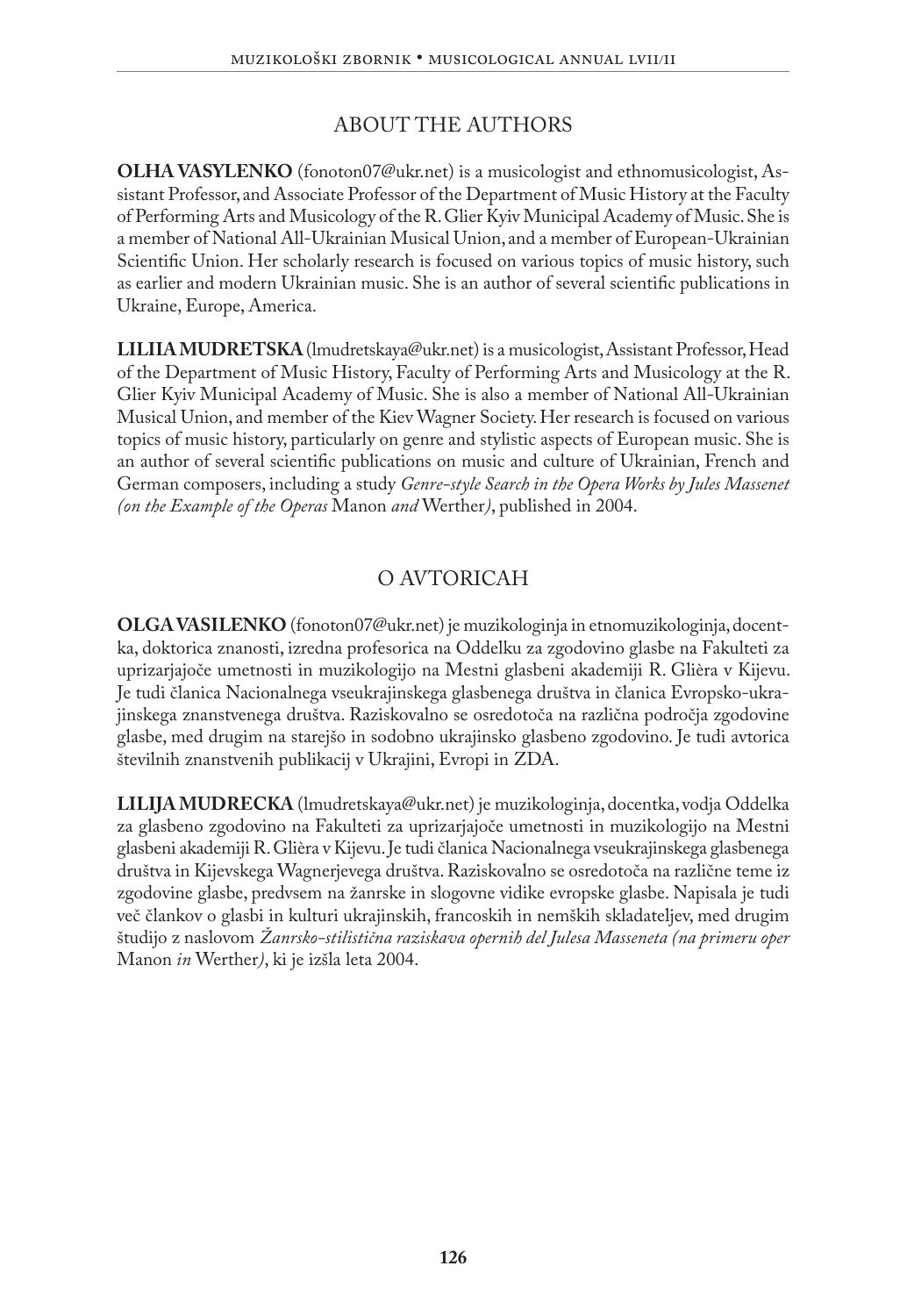## ABOUT THE AUTHORS

**OLHA VASYLENKO** (fonoton07@ukr.net) is a musicologist and ethnomusicologist, Assistant Professor, and Associate Professor of the Department of Music History at the Faculty of Performing Arts and Musicology of the R. Glier Kyiv Municipal Academy of Music. She is a member of National All-Ukrainian Musical Union, and a member of European-Ukrainian Scientific Union. Her scholarly research is focused on various topics of music history, such as earlier and modern Ukrainian music. She is an author of several scientific publications in Ukraine, Europe, America.

**LILIIA MUDRETSKA** (lmudretskaya@ukr.net) is a musicologist, Assistant Professor, Head of the Department of Music History, Faculty of Performing Arts and Musicology at the R. Glier Kyiv Municipal Academy of Music. She is also a member of National All-Ukrainian Musical Union, and member of the Kiev Wagner Society. Her research is focused on various topics of music history, particularly on genre and stylistic aspects of European music. She is an author of several scientific publications on music and culture of Ukrainian, French and German composers, including a study *Genre-style Search in the Opera Works by Jules Massenet (on the Example of the Operas* Manon *and* Werther*)*, published in 2004.

## O AVTORICAH

**OLGA VASILENKO** (fonoton07@ukr.net) je muzikologinja in etnomuzikologinja, docentka, doktorica znanosti, izredna profesorica na Oddelku za zgodovino glasbe na Fakulteti za uprizarjajoče umetnosti in muzikologijo na Mestni glasbeni akademiji R. Glièra v Kijevu. Je tudi članica Nacionalnega vseukrajinskega glasbenega društva in članica Evropsko-ukrajinskega znanstvenega društva. Raziskovalno se osredotoča na različna področja zgodovine glasbe, med drugim na starejšo in sodobno ukrajinsko glasbeno zgodovino. Je tudi avtorica številnih znanstvenih publikacij v Ukrajini, Evropi in ZDA.

**LILIJA MUDRECKA** (lmudretskaya@ukr.net) je muzikologinja, docentka, vodja Oddelka za glasbeno zgodovino na Fakulteti za uprizarjajoče umetnosti in muzikologijo na Mestni glasbeni akademiji R. Glièra v Kijevu. Je tudi članica Nacionalnega vseukrajinskega glasbenega društva in Kijevskega Wagnerjevega društva. Raziskovalno se osredotoča na različne teme iz zgodovine glasbe, predvsem na žanrske in slogovne vidike evropske glasbe. Napisala je tudi več člankov o glasbi in kulturi ukrajinskih, francoskih in nemških skladateljev, med drugim študijo z naslovom *Žanrsko-stilistična raziskava opernih del Julesa Masseneta (na primeru oper* Manon *in* Werther*)*, ki je izšla leta 2004.